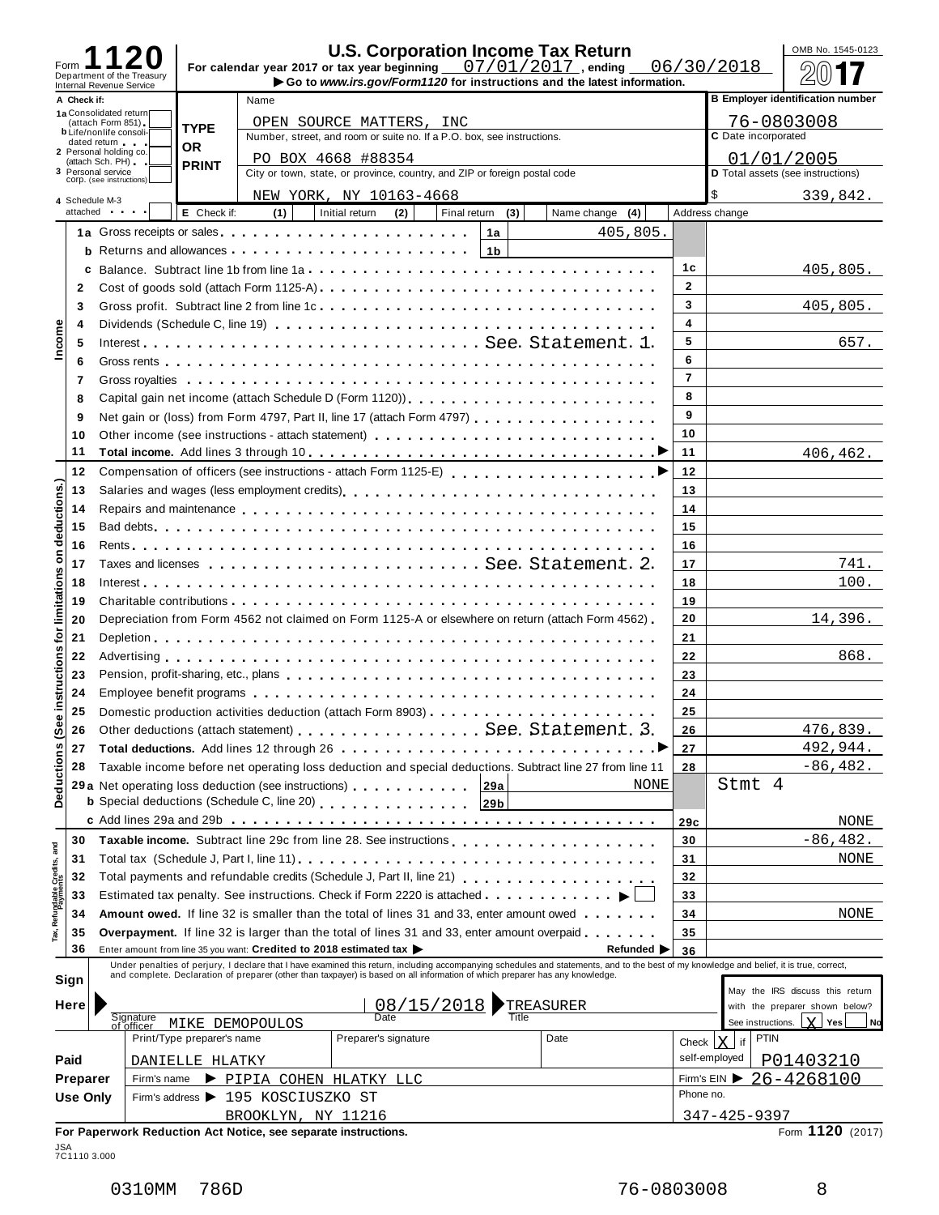# Form 1120 — U.S. Corporation Income Tax Return

Department of the Treasury
Internal Revenue Service

For calendar year 2017 or tax year beginning 07/01/2017, ending 06/30/2018

▶ Go to *www.irs.gov/Form1120* for instructions and the latest information.

OMB No. 1545-0123

**2017**

| A Check if: | Name | B Employer identification number |
|---|---|---|
| 1a Consolidated return (attach Form 851) | OPEN SOURCE MATTERS, INC | 76-0803008 |
| b Life/nonlife consolidated return | Number, street, and room or suite no. If a P.O. box, see instructions. | C Date incorporated |
| 2 Personal holding co. (attach Sch. PH) | PO BOX 4668 #88354 | 01/01/2005 |
| 3 Personal service corp. (see instructions) | City or town, state, or province, country, and ZIP or foreign postal code | D Total assets (see instructions) |
| 4 Schedule M-3 attached | NEW YORK, NY 10163-4668 | $ 339,842. |

E Check if: (1) Initial return (2) Final return (3) Name change (4) Address change

## Income

| Line | Description | | Amount |
|---|---|---|---|
| 1a | Gross receipts or sales | 1a | 405,805. |
| b | Returns and allowances | 1b | |
| c | Balance. Subtract line 1b from line 1a | 1c | 405,805. |
| 2 | Cost of goods sold (attach Form 1125-A) | 2 | |
| 3 | Gross profit. Subtract line 2 from line 1c | 3 | 405,805. |
| 4 | Dividends (Schedule C, line 19) | 4 | |
| 5 | Interest See Statement 1 | 5 | 657. |
| 6 | Gross rents | 6 | |
| 7 | Gross royalties | 7 | |
| 8 | Capital gain net income (attach Schedule D (Form 1120)) | 8 | |
| 9 | Net gain or (loss) from Form 4797, Part II, line 17 (attach Form 4797) | 9 | |
| 10 | Other income (see instructions - attach statement) | 10 | |
| 11 | **Total income.** Add lines 3 through 10 | 11 | 406,462. |

## Deductions (See instructions for limitations on deductions.)

| Line | Description | | Amount |
|---|---|---|---|
| 12 | Compensation of officers (see instructions - attach Form 1125-E) | 12 | |
| 13 | Salaries and wages (less employment credits) | 13 | |
| 14 | Repairs and maintenance | 14 | |
| 15 | Bad debts | 15 | |
| 16 | Rents | 16 | |
| 17 | Taxes and licenses See Statement 2 | 17 | 741. |
| 18 | Interest | 18 | 100. |
| 19 | Charitable contributions | 19 | |
| 20 | Depreciation from Form 4562 not claimed on Form 1125-A or elsewhere on return (attach Form 4562) | 20 | 14,396. |
| 21 | Depletion | 21 | |
| 22 | Advertising | 22 | 868. |
| 23 | Pension, profit-sharing, etc., plans | 23 | |
| 24 | Employee benefit programs | 24 | |
| 25 | Domestic production activities deduction (attach Form 8903) | 25 | |
| 26 | Other deductions (attach statement) See Statement 3 | 26 | 476,839. |
| 27 | **Total deductions.** Add lines 12 through 26 | 27 | 492,944. |
| 28 | Taxable income before net operating loss deduction and special deductions. Subtract line 27 from line 11 | 28 | -86,482. |
| 29a | Net operating loss deduction (see instructions) | 29a NONE | Stmt 4 |
| b | Special deductions (Schedule C, line 20) | 29b | |
| c | Add lines 29a and 29b | 29c | NONE |

## Tax, Refundable Credits, and Payments

| Line | Description | | Amount |
|---|---|---|---|
| 30 | **Taxable income.** Subtract line 29c from line 28. See instructions | 30 | -86,482. |
| 31 | Total tax (Schedule J, Part I, line 11) | 31 | NONE |
| 32 | Total payments and refundable credits (Schedule J, Part II, line 21) | 32 | |
| 33 | Estimated tax penalty. See instructions. Check if Form 2220 is attached ▶ ☐ | 33 | |
| 34 | **Amount owed.** If line 32 is smaller than the total of lines 31 and 33, enter amount owed | 34 | NONE |
| 35 | **Overpayment.** If line 32 is larger than the total of lines 31 and 33, enter amount overpaid | 35 | |
| 36 | Enter amount from line 35 you want: **Credited to 2018 estimated tax** ▶ Refunded ▶ | 36 | |

**Sign Here**

Under penalties of perjury, I declare that I have examined this return, including accompanying schedules and statements, and to the best of my knowledge and belief, it is true, correct, and complete. Declaration of preparer (other than taxpayer) is based on all information of which preparer has any knowledge.

Signature of officer: MIKE DEMOPOULOS | Date: 08/15/2018 | Title: TREASURER

May the IRS discuss this return with the preparer shown below? See instructions. [X] Yes [ ] No

**Paid Preparer Use Only**

| Print/Type preparer's name | Preparer's signature | Date | Check [X] if self-employed | PTIN |
|---|---|---|---|---|
| DANIELLE HLATKY | | | | P01403210 |

Firm's name ▶ PIPIA COHEN HLATKY LLC — Firm's EIN ▶ 26-4268100

Firm's address ▶ 195 KOSCIUSZKO ST, BROOKLYN, NY 11216 — Phone no. 347-425-9397

**For Paperwork Reduction Act Notice, see separate instructions.** Form **1120** (2017)

JSA 7C1110 3.000

0310MM 786D 76-0803008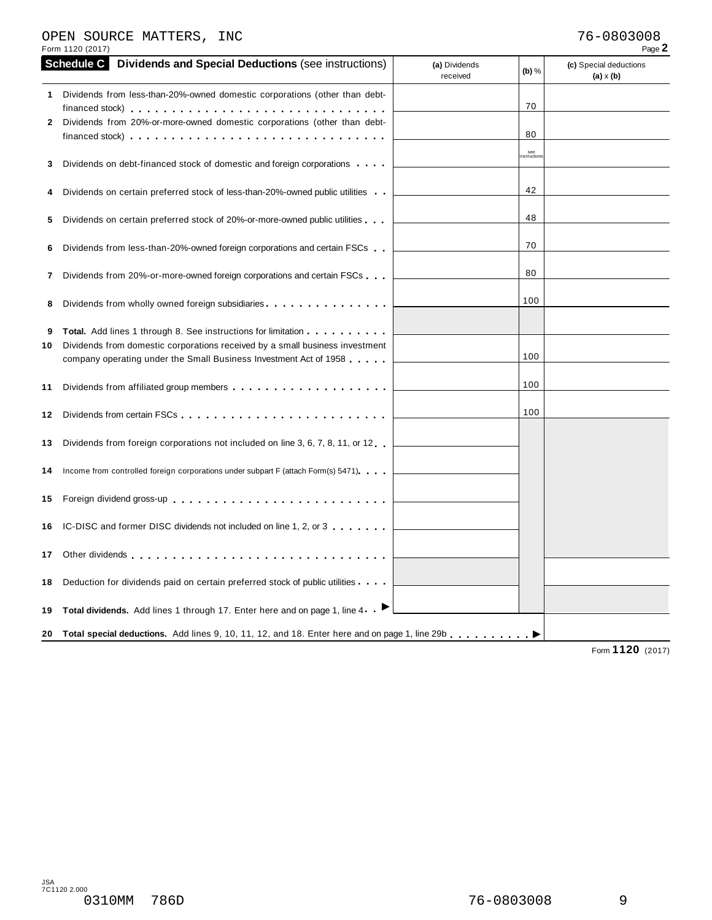OPEN SOURCE MATTERS, INC 76-0803008

Form 1120 (2017)

## Schedule C Dividends and Special Deductions (see instructions)

| | | (a) Dividends received | (b) % | (c) Special deductions (a) x (b) |
|---|---|---|---|---|
| 1 | Dividends from less-than-20%-owned domestic corporations (other than debt-financed stock) | | 70 | |
| 2 | Dividends from 20%-or-more-owned domestic corporations (other than debt-financed stock) | | 80 | |
| 3 | Dividends on debt-financed stock of domestic and foreign corporations | | see instructions | |
| 4 | Dividends on certain preferred stock of less-than-20%-owned public utilities | | 42 | |
| 5 | Dividends on certain preferred stock of 20%-or-more-owned public utilities | | 48 | |
| 6 | Dividends from less-than-20%-owned foreign corporations and certain FSCs | | 70 | |
| 7 | Dividends from 20%-or-more-owned foreign corporations and certain FSCs | | 80 | |
| 8 | Dividends from wholly owned foreign subsidiaries | | 100 | |
| 9 | **Total.** Add lines 1 through 8. See instructions for limitation | | | |
| 10 | Dividends from domestic corporations received by a small business investment company operating under the Small Business Investment Act of 1958 | | 100 | |
| 11 | Dividends from affiliated group members | | 100 | |
| 12 | Dividends from certain FSCs | | 100 | |
| 13 | Dividends from foreign corporations not included on line 3, 6, 7, 8, 11, or 12 | | | |
| 14 | Income from controlled foreign corporations under subpart F (attach Form(s) 5471) | | | |
| 15 | Foreign dividend gross-up | | | |
| 16 | IC-DISC and former DISC dividends not included on line 1, 2, or 3 | | | |
| 17 | Other dividends | | | |
| 18 | Deduction for dividends paid on certain preferred stock of public utilities | | | |
| 19 | **Total dividends.** Add lines 1 through 17. Enter here and on page 1, line 4 | | | |
| 20 | **Total special deductions.** Add lines 9, 10, 11, 12, and 18. Enter here and on page 1, line 29b | | | |

Form **1120** (2017)

JSA 7C1120 2.000

0310MM 786D 76-0803008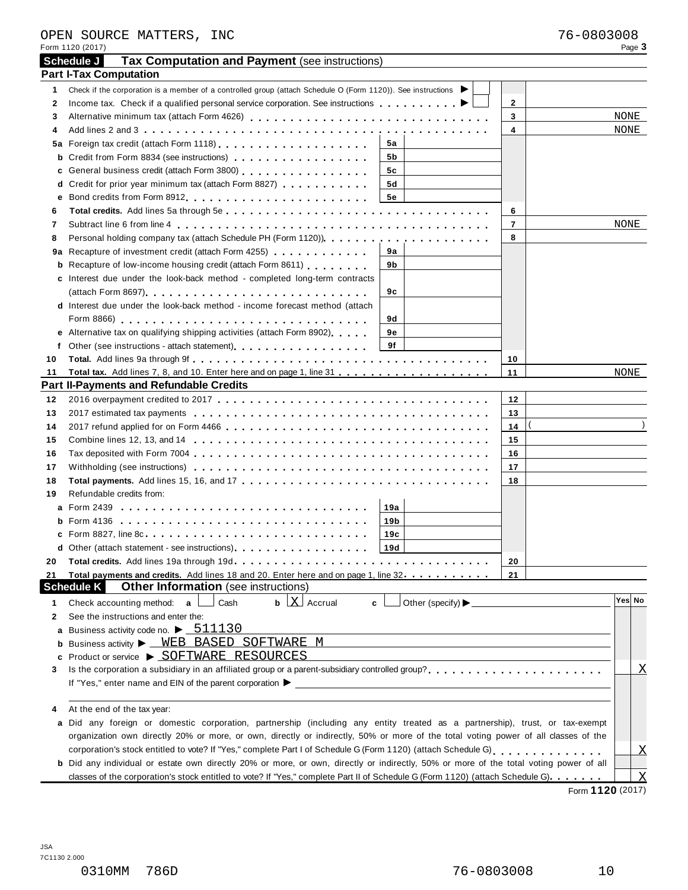OPEN SOURCE MATTERS, INC 76-0803008

Form 1120 (2017)

## Schedule J Tax Computation and Payment (see instructions)

### Part I-Tax Computation

| | | | | | |
|---|---|---|---|---|---|
| 1 | Check if the corporation is a member of a controlled group (attach Schedule O (Form 1120)). See instructions ▶ | | | | |
| 2 | Income tax. Check if a qualified personal service corporation. See instructions ▶ | | | 2 | |
| 3 | Alternative minimum tax (attach Form 4626) | | | 3 | NONE |
| 4 | Add lines 2 and 3 | | | 4 | NONE |
| 5a | Foreign tax credit (attach Form 1118) | 5a | | | |
| b | Credit from Form 8834 (see instructions) | 5b | | | |
| c | General business credit (attach Form 3800) | 5c | | | |
| d | Credit for prior year minimum tax (attach Form 8827) | 5d | | | |
| e | Bond credits from Form 8912 | 5e | | | |
| 6 | **Total credits.** Add lines 5a through 5e | | | 6 | |
| 7 | Subtract line 6 from line 4 | | | 7 | NONE |
| 8 | Personal holding company tax (attach Schedule PH (Form 1120)) | | | 8 | |
| 9a | Recapture of investment credit (attach Form 4255) | 9a | | | |
| b | Recapture of low-income housing credit (attach Form 8611) | 9b | | | |
| c | Interest due under the look-back method - completed long-term contracts (attach Form 8697) | 9c | | | |
| d | Interest due under the look-back method - income forecast method (attach Form 8866) | 9d | | | |
| e | Alternative tax on qualifying shipping activities (attach Form 8902) | 9e | | | |
| f | Other (see instructions - attach statement) | 9f | | | |
| 10 | **Total.** Add lines 9a through 9f | | | 10 | |
| 11 | **Total tax.** Add lines 7, 8, and 10. Enter here and on page 1, line 31 | | | 11 | NONE |

### Part II-Payments and Refundable Credits

| | | | | | |
|---|---|---|---|---|---|
| 12 | 2016 overpayment credited to 2017 | | | 12 | |
| 13 | 2017 estimated tax payments | | | 13 | |
| 14 | 2017 refund applied for on Form 4466 | | | 14 | ( ) |
| 15 | Combine lines 12, 13, and 14 | | | 15 | |
| 16 | Tax deposited with Form 7004 | | | 16 | |
| 17 | Withholding (see instructions) | | | 17 | |
| 18 | **Total payments.** Add lines 15, 16, and 17 | | | 18 | |
| 19 | Refundable credits from: | | | | |
| a | Form 2439 | 19a | | | |
| b | Form 4136 | 19b | | | |
| c | Form 8827, line 8c | 19c | | | |
| d | Other (attach statement - see instructions) | 19d | | | |
| 20 | **Total credits.** Add lines 19a through 19d | | | 20 | |
| 21 | **Total payments and credits.** Add lines 18 and 20. Enter here and on page 1, line 32 | | | 21 | |

## Schedule K Other Information (see instructions)

| | | Yes | No |
|---|---|---|---|
| 1 | Check accounting method: a ☐ Cash b ☒ Accrual c ☐ Other (specify) ▶ | | |
| 2 | See the instructions and enter the: | | |
| a | Business activity code no. ▶ 511130 | | |
| b | Business activity ▶ WEB BASED SOFTWARE M | | |
| c | Product or service ▶ SOFTWARE RESOURCES | | |
| 3 | Is the corporation a subsidiary in an affiliated group or a parent-subsidiary controlled group? If "Yes," enter name and EIN of the parent corporation ▶ | | X |
| 4 | At the end of the tax year: | | |
| a | Did any foreign or domestic corporation, partnership (including any entity treated as a partnership), trust, or tax-exempt organization own directly 20% or more, or own, directly or indirectly, 50% or more of the total voting power of all classes of the corporation's stock entitled to vote? If "Yes," complete Part I of Schedule G (Form 1120) (attach Schedule G) | | X |
| b | Did any individual or estate own directly 20% or more, or own, directly or indirectly, 50% or more of the total voting power of all classes of the corporation's stock entitled to vote? If "Yes," complete Part II of Schedule G (Form 1120) (attach Schedule G) | | X |

Form **1120** (2017)

JSA
7C1130 2.000

0310MM 786D 76-0803008 10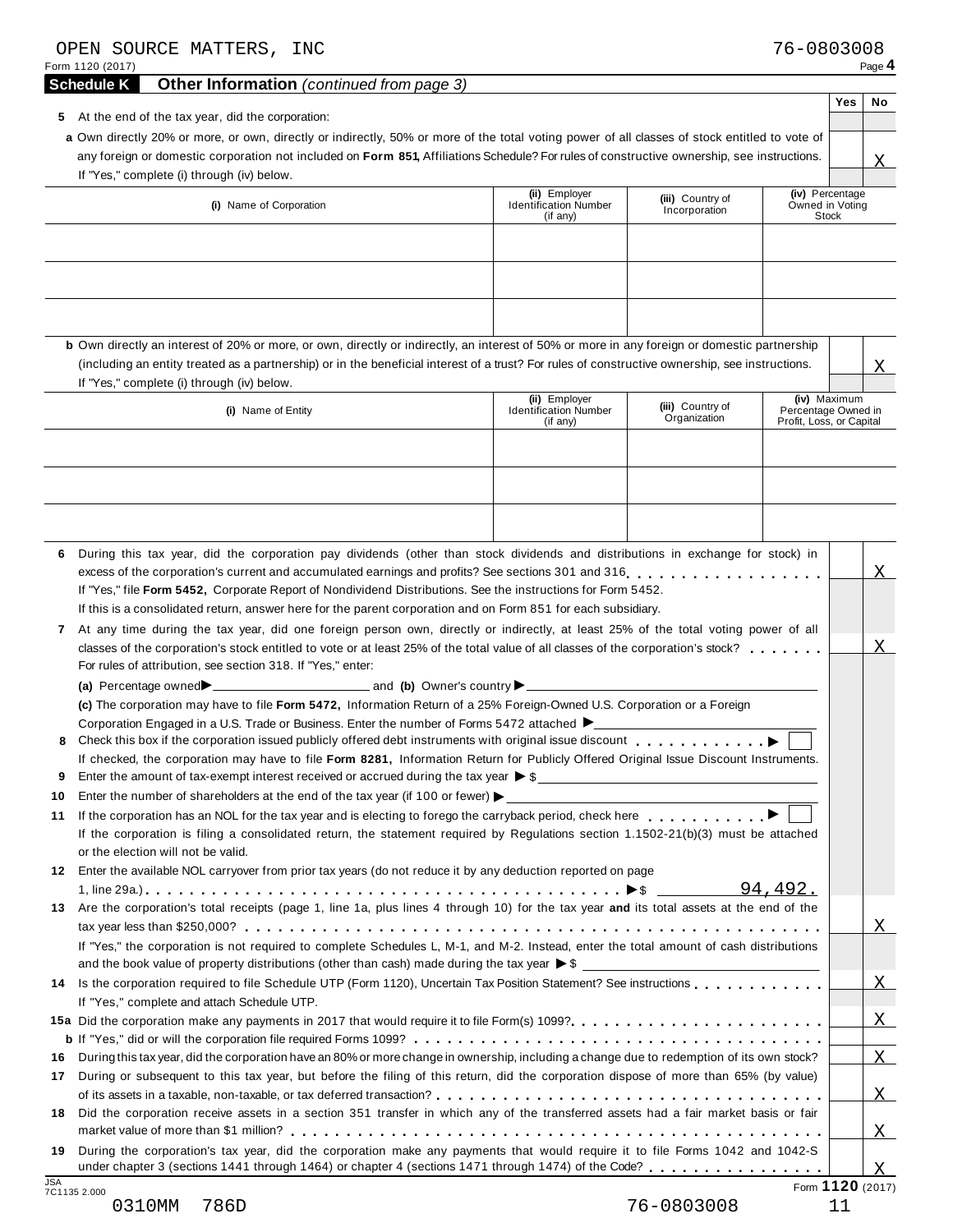OPEN SOURCE MATTERS, INC 76-0803008

Form 1120 (2017) Page **4**

## Schedule K — Other Information *(continued from page 3)*

| | | Yes | No |
|---|---|---|---|
| **5** | At the end of the tax year, did the corporation: | | |
| **a** | Own directly 20% or more, or own, directly or indirectly, 50% or more of the total voting power of all classes of stock entitled to vote of any foreign or domestic corporation not included on **Form 851**, Affiliations Schedule? For rules of constructive ownership, see instructions. If "Yes," complete (i) through (iv) below. | | X |

| **(i)** Name of Corporation | **(ii)** Employer Identification Number (if any) | **(iii)** Country of Incorporation | **(iv)** Percentage Owned in Voting Stock |
|---|---|---|---|
| | | | |
| | | | |
| | | | |

| | | Yes | No |
|---|---|---|---|
| **b** | Own directly an interest of 20% or more, or own, directly or indirectly, an interest of 50% or more in any foreign or domestic partnership (including an entity treated as a partnership) or in the beneficial interest of a trust? For rules of constructive ownership, see instructions. If "Yes," complete (i) through (iv) below. | | X |

| **(i)** Name of Entity | **(ii)** Employer Identification Number (if any) | **(iii)** Country of Organization | **(iv)** Maximum Percentage Owned in Profit, Loss, or Capital |
|---|---|---|---|
| | | | |
| | | | |
| | | | |

| | | Yes | No |
|---|---|---|---|
| **6** | During this tax year, did the corporation pay dividends (other than stock dividends and distributions in exchange for stock) in excess of the corporation's current and accumulated earnings and profits? See sections 301 and 316. If "Yes," file **Form 5452,** Corporate Report of Nondividend Distributions. See the instructions for Form 5452. If this is a consolidated return, answer here for the parent corporation and on Form 851 for each subsidiary. | | X |
| **7** | At any time during the tax year, did one foreign person own, directly or indirectly, at least 25% of the total voting power of all classes of the corporation's stock entitled to vote or at least 25% of the total value of all classes of the corporation's stock? For rules of attribution, see section 318. If "Yes," enter: **(a)** Percentage owned ▶ ______ and **(b)** Owner's country ▶ ______ **(c)** The corporation may have to file **Form 5472,** Information Return of a 25% Foreign-Owned U.S. Corporation or a Foreign Corporation Engaged in a U.S. Trade or Business. Enter the number of Forms 5472 attached ▶ ______ | | X |
| **8** | Check this box if the corporation issued publicly offered debt instruments with original issue discount ▶ ☐ If checked, the corporation may have to file **Form 8281,** Information Return for Publicly Offered Original Issue Discount Instruments. | | |
| **9** | Enter the amount of tax-exempt interest received or accrued during the tax year ▶ $ ______ | | |
| **10** | Enter the number of shareholders at the end of the tax year (if 100 or fewer) ▶ ______ | | |
| **11** | If the corporation has an NOL for the tax year and is electing to forego the carryback period, check here ▶ ☐ If the corporation is filing a consolidated return, the statement required by Regulations section 1.1502-21(b)(3) must be attached or the election will not be valid. | | |
| **12** | Enter the available NOL carryover from prior tax years (do not reduce it by any deduction reported on page 1, line 29a.) ▶ $ 94,492. | | |
| **13** | Are the corporation's total receipts (page 1, line 1a, plus lines 4 through 10) for the tax year **and** its total assets at the end of the tax year less than $250,000? If "Yes," the corporation is not required to complete Schedules L, M-1, and M-2. Instead, enter the total amount of cash distributions and the book value of property distributions (other than cash) made during the tax year ▶ $ ______ | | X |
| **14** | Is the corporation required to file Schedule UTP (Form 1120), Uncertain Tax Position Statement? See instructions. If "Yes," complete and attach Schedule UTP. | | X |
| **15a** | Did the corporation make any payments in 2017 that would require it to file Form(s) 1099? | | X |
| **b** | If "Yes," did or will the corporation file required Forms 1099? | | |
| **16** | During this tax year, did the corporation have an 80% or more change in ownership, including a change due to redemption of its own stock? | | X |
| **17** | During or subsequent to this tax year, but before the filing of this return, did the corporation dispose of more than 65% (by value) of its assets in a taxable, non-taxable, or tax deferred transaction? | | X |
| **18** | Did the corporation receive assets in a section 351 transfer in which any of the transferred assets had a fair market basis or fair market value of more than $1 million? | | X |
| **19** | During the corporation's tax year, did the corporation make any payments that would require it to file Forms 1042 and 1042-S under chapter 3 (sections 1441 through 1464) or chapter 4 (sections 1471 through 1474) of the Code? | | X |

JSA 7C1135 2.000 Form **1120** (2017)

0310MM 786D 76-0803008 11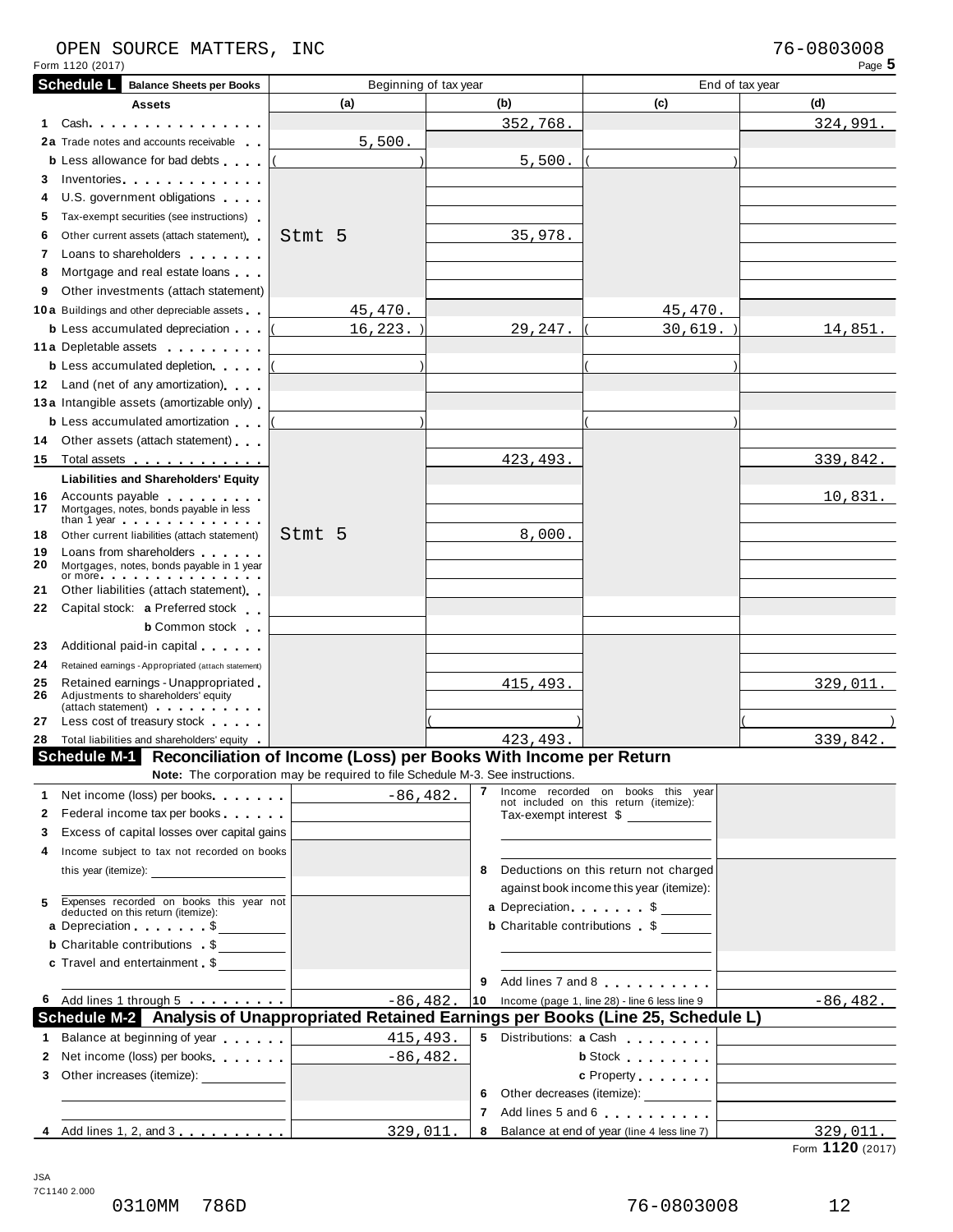OPEN SOURCE MATTERS, INC 76-0803008

Form 1120 (2017) Page 5

## Schedule L Balance Sheets per Books

| Assets | Beginning of tax year (a) | (b) | End of tax year (c) | (d) |
|---|---|---|---|---|
| 1 Cash | | 352,768. | | 324,991. |
| 2a Trade notes and accounts receivable | 5,500. | | | |
| b Less allowance for bad debts | ( ) | 5,500. | ( ) | |
| 3 Inventories | | | | |
| 4 U.S. government obligations | | | | |
| 5 Tax-exempt securities (see instructions) | | | | |
| 6 Other current assets (attach statement) | Stmt 5 | 35,978. | | |
| 7 Loans to shareholders | | | | |
| 8 Mortgage and real estate loans | | | | |
| 9 Other investments (attach statement) | | | | |
| 10a Buildings and other depreciable assets | 45,470. | | 45,470. | |
| b Less accumulated depreciation | ( 16,223. ) | 29,247. | ( 30,619. ) | 14,851. |
| 11a Depletable assets | | | | |
| b Less accumulated depletion | ( ) | | ( ) | |
| 12 Land (net of any amortization) | | | | |
| 13a Intangible assets (amortizable only) | | | | |
| b Less accumulated amortization | ( ) | | ( ) | |
| 14 Other assets (attach statement) | | | | |
| 15 Total assets | | 423,493. | | 339,842. |
| **Liabilities and Shareholders' Equity** | | | | |
| 16 Accounts payable | | | | 10,831. |
| 17 Mortgages, notes, bonds payable in less than 1 year | | | | |
| 18 Other current liabilities (attach statement) | Stmt 5 | 8,000. | | |
| 19 Loans from shareholders | | | | |
| 20 Mortgages, notes, bonds payable in 1 year or more | | | | |
| 21 Other liabilities (attach statement) | | | | |
| 22 Capital stock: a Preferred stock | | | | |
| b Common stock | | | | |
| 23 Additional paid-in capital | | | | |
| 24 Retained earnings - Appropriated (attach statement) | | | | |
| 25 Retained earnings - Unappropriated | | 415,493. | | 329,011. |
| 26 Adjustments to shareholders' equity (attach statement) | | | | |
| 27 Less cost of treasury stock | | ( ) | | ( ) |
| 28 Total liabilities and shareholders' equity | | 423,493. | | 339,842. |

## Schedule M-1 Reconciliation of Income (Loss) per Books With Income per Return

**Note:** The corporation may be required to file Schedule M-3. See instructions.

| | | | |
|---|---|---|---|
| 1 Net income (loss) per books | -86,482. | 7 Income recorded on books this year not included on this return (itemize): Tax-exempt interest $ | |
| 2 Federal income tax per books | | | |
| 3 Excess of capital losses over capital gains | | | |
| 4 Income subject to tax not recorded on books this year (itemize): | | 8 Deductions on this return not charged against book income this year (itemize): | |
| 5 Expenses recorded on books this year not deducted on this return (itemize): | | a Depreciation $ | |
| a Depreciation $ | | b Charitable contributions $ | |
| b Charitable contributions $ | | | |
| c Travel and entertainment $ | | | |
| | | 9 Add lines 7 and 8 | |
| 6 Add lines 1 through 5 | -86,482. | 10 Income (page 1, line 28) - line 6 less line 9 | -86,482. |

## Schedule M-2 Analysis of Unappropriated Retained Earnings per Books (Line 25, Schedule L)

| | | | |
|---|---|---|---|
| 1 Balance at beginning of year | 415,493. | 5 Distributions: a Cash | |
| 2 Net income (loss) per books | -86,482. | b Stock | |
| 3 Other increases (itemize): | | c Property | |
| | | 6 Other decreases (itemize): | |
| | | 7 Add lines 5 and 6 | |
| 4 Add lines 1, 2, and 3 | 329,011. | 8 Balance at end of year (line 4 less line 7) | 329,011. |

Form **1120** (2017)

JSA
7C1140 2.000

0310MM 786D 76-0803008 12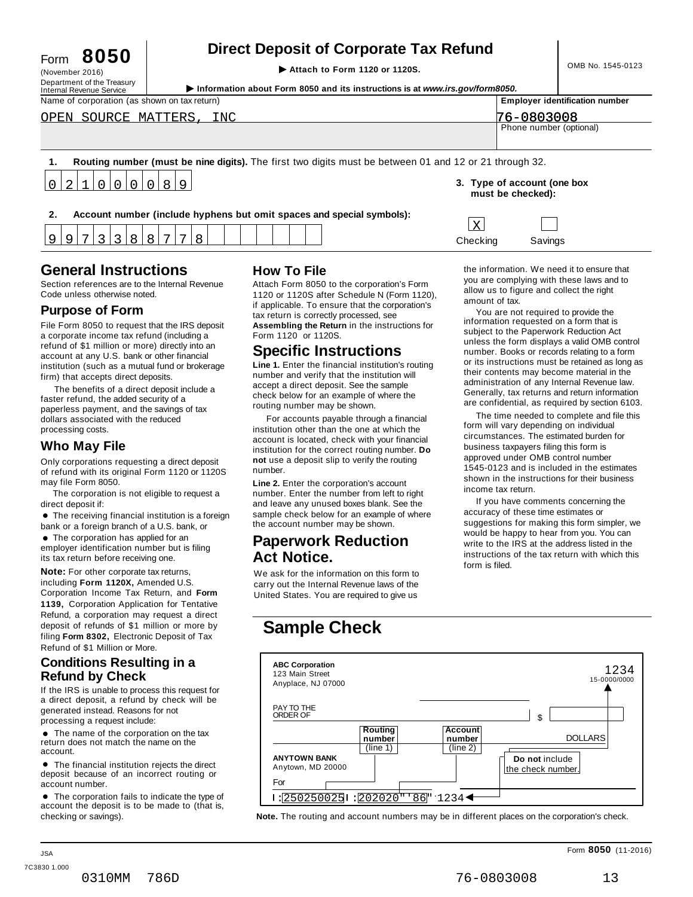Form **8050** (November 2016) Department of the Treasury Internal Revenue Service

# Direct Deposit of Corporate Tax Refund

▶ Attach to Form 1120 or 1120S.

▶ Information about Form 8050 and its instructions is at *www.irs.gov/form8050.*

OMB No. 1545-0123

Name of corporation (as shown on tax return): OPEN SOURCE MATTERS, INC

Employer identification number: 76-0803008

Phone number (optional):

**1. Routing number (must be nine digits).** The first two digits must be between 01 and 12 or 21 through 32.

0 2 1 0 0 0 0 8 9

**2. Account number (include hyphens but omit spaces and special symbols):**

9 9 7 3 3 8 8 7 7 8

**3. Type of account (one box must be checked):**

[X] Checking [ ] Savings

## General Instructions

Section references are to the Internal Revenue Code unless otherwise noted.

### Purpose of Form

File Form 8050 to request that the IRS deposit a corporate income tax refund (including a refund of $1 million or more) directly into an account at any U.S. bank or other financial institution (such as a mutual fund or brokerage firm) that accepts direct deposits.

The benefits of a direct deposit include a faster refund, the added security of a paperless payment, and the savings of tax dollars associated with the reduced processing costs.

### Who May File

Only corporations requesting a direct deposit of refund with its original Form 1120 or 1120S may file Form 8050.

The corporation is not eligible to request a direct deposit if:

- The receiving financial institution is a foreign bank or a foreign branch of a U.S. bank, or
- The corporation has applied for an employer identification number but is filing its tax return before receiving one.

**Note:** For other corporate tax returns, including **Form 1120X,** Amended U.S. Corporation Income Tax Return, and **Form 1139,** Corporation Application for Tentative Refund, a corporation may request a direct deposit of refunds of $1 million or more by filing **Form 8302,** Electronic Deposit of Tax Refund of $1 Million or More.

### Conditions Resulting in a Refund by Check

If the IRS is unable to process this request for a direct deposit, a refund by check will be generated instead. Reasons for not processing a request include:

- The name of the corporation on the tax return does not match the name on the account.
- The financial institution rejects the direct deposit because of an incorrect routing or account number.
- The corporation fails to indicate the type of account the deposit is to be made to (that is, checking or savings).

## How To File

Attach Form 8050 to the corporation's Form 1120 or 1120S after Schedule N (Form 1120), if applicable. To ensure that the corporation's tax return is correctly processed, see **Assembling the Return** in the instructions for Form 1120 or 1120S.

## Specific Instructions

**Line 1.** Enter the financial institution's routing number and verify that the institution will accept a direct deposit. See the sample check below for an example of where the routing number may be shown.

For accounts payable through a financial institution other than the one at which the account is located, check with your financial institution for the correct routing number. **Do not** use a deposit slip to verify the routing number.

**Line 2.** Enter the corporation's account number. Enter the number from left to right and leave any unused boxes blank. See the sample check below for an example of where the account number may be shown.

## Paperwork Reduction Act Notice.

We ask for the information on this form to carry out the Internal Revenue laws of the United States. You are required to give us the information. We need it to ensure that you are complying with these laws and to allow us to figure and collect the right amount of tax.

You are not required to provide the information requested on a form that is subject to the Paperwork Reduction Act unless the form displays a valid OMB control number. Books or records relating to a form or its instructions must be retained as long as their contents may become material in the administration of any Internal Revenue law. Generally, tax returns and return information are confidential, as required by section 6103.

The time needed to complete and file this form will vary depending on individual circumstances. The estimated burden for business taxpayers filing this form is approved under OMB control number 1545-0123 and is included in the estimates shown in the instructions for their business income tax return.

If you have comments concerning the accuracy of these time estimates or suggestions for making this form simpler, we would be happy to hear from you. You can write to the IRS at the address listed in the instructions of the tax return with which this form is filed.

## Sample Check

ABC Corporation
123 Main Street
Anyplace, NJ 07000

1234
15-0000/0000

PAY TO THE ORDER OF ______ $ ______ DOLLARS

ANYTOWN BANK
Anytown, MD 20000

For ______

Routing number (line 1) — Account number (line 2) — **Do not** include the check number.

I:250250025I:202020"'86"·1234

**Note.** The routing and account numbers may be in different places on the corporation's check.

Form **8050** (11-2016)

0310MM 786D 76-0803008 13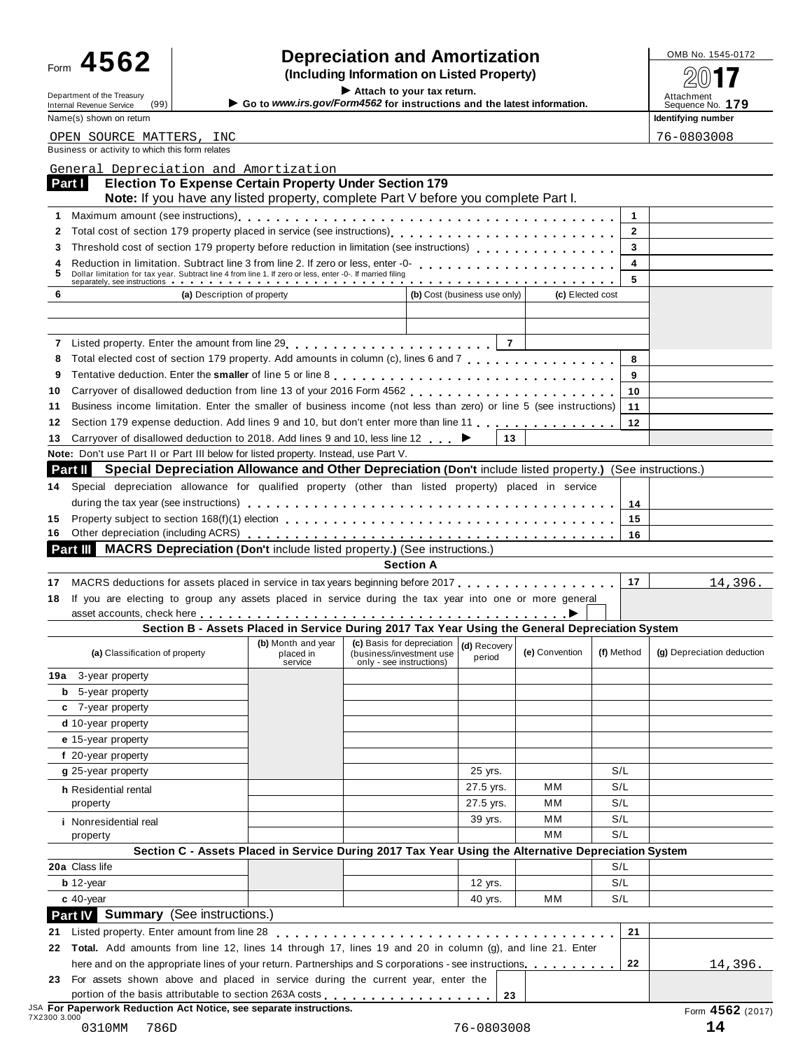Form **4562**

Department of the Treasury
Internal Revenue Service (99)

# Depreciation and Amortization
**(Including Information on Listed Property)**

▶ Attach to your tax return.
▶ Go to *www.irs.gov/Form4562* for instructions and the latest information.

OMB No. 1545-0172
2017
Attachment Sequence No. **179**

Name(s) shown on return: OPEN SOURCE MATTERS, INC
Identifying number: 76-0803008

Business or activity to which this form relates: General Depreciation and Amortization

## Part I Election To Expense Certain Property Under Section 179

**Note:** If you have any listed property, complete Part V before you complete Part I.

| | | | |
|---|---|---|---|
| 1 | Maximum amount (see instructions) | 1 | |
| 2 | Total cost of section 179 property placed in service (see instructions) | 2 | |
| 3 | Threshold cost of section 179 property before reduction in limitation (see instructions) | 3 | |
| 4 | Reduction in limitation. Subtract line 3 from line 2. If zero or less, enter -0- | 4 | |
| 5 | Dollar limitation for tax year. Subtract line 4 from line 1. If zero or less, enter -0-. If married filing separately, see instructions | 5 | |

| 6 (a) Description of property | (b) Cost (business use only) | (c) Elected cost |
|---|---|---|
| | | |
| | | |

| | | | |
|---|---|---|---|
| 7 | Listed property. Enter the amount from line 29 | 7 | |
| 8 | Total elected cost of section 179 property. Add amounts in column (c), lines 6 and 7 | 8 | |
| 9 | Tentative deduction. Enter the **smaller** of line 5 or line 8 | 9 | |
| 10 | Carryover of disallowed deduction from line 13 of your 2016 Form 4562 | 10 | |
| 11 | Business income limitation. Enter the smaller of business income (not less than zero) or line 5 (see instructions) | 11 | |
| 12 | Section 179 expense deduction. Add lines 9 and 10, but don't enter more than line 11 | 12 | |
| 13 | Carryover of disallowed deduction to 2018. Add lines 9 and 10, less line 12 ▶ | 13 | |

**Note:** Don't use Part II or Part III below for listed property. Instead, use Part V.

## Part II Special Depreciation Allowance and Other Depreciation (Don't include listed property.) (See instructions.)

| | | | |
|---|---|---|---|
| 14 | Special depreciation allowance for qualified property (other than listed property) placed in service during the tax year (see instructions) | 14 | |
| 15 | Property subject to section 168(f)(1) election | 15 | |
| 16 | Other depreciation (including ACRS) | 16 | |

## Part III MACRS Depreciation (Don't include listed property.) (See instructions.)

### Section A

| | | | |
|---|---|---|---|
| 17 | MACRS deductions for assets placed in service in tax years beginning before 2017 | 17 | 14,396. |
| 18 | If you are electing to group any assets placed in service during the tax year into one or more general asset accounts, check here ▶ | | |

### Section B - Assets Placed in Service During 2017 Tax Year Using the General Depreciation System

| (a) Classification of property | (b) Month and year placed in service | (c) Basis for depreciation (business/investment use only - see instructions) | (d) Recovery period | (e) Convention | (f) Method | (g) Depreciation deduction |
|---|---|---|---|---|---|---|
| 19a 3-year property | | | | | | |
| b 5-year property | | | | | | |
| c 7-year property | | | | | | |
| d 10-year property | | | | | | |
| e 15-year property | | | | | | |
| f 20-year property | | | | | | |
| g 25-year property | | | 25 yrs. | | S/L | |
| h Residential rental property | | | 27.5 yrs. | MM | S/L | |
| | | | 27.5 yrs. | MM | S/L | |
| i Nonresidential real property | | | 39 yrs. | MM | S/L | |
| | | | | MM | S/L | |

### Section C - Assets Placed in Service During 2017 Tax Year Using the Alternative Depreciation System

| (a) Classification of property | (b) Month and year placed in service | (c) Basis for depreciation | (d) Recovery period | (e) Convention | (f) Method | (g) Depreciation deduction |
|---|---|---|---|---|---|---|
| 20a Class life | | | | | S/L | |
| b 12-year | | | 12 yrs. | | S/L | |
| c 40-year | | | 40 yrs. | MM | S/L | |

## Part IV Summary (See instructions.)

| | | | |
|---|---|---|---|
| 21 | Listed property. Enter amount from line 28 | 21 | |
| 22 | **Total.** Add amounts from line 12, lines 14 through 17, lines 19 and 20 in column (g), and line 21. Enter here and on the appropriate lines of your return. Partnerships and S corporations - see instructions | 22 | 14,396. |
| 23 | For assets shown above and placed in service during the current year, enter the portion of the basis attributable to section 263A costs | 23 | |

JSA **For Paperwork Reduction Act Notice, see separate instructions.**
7X2300 3.000
Form **4562** (2017)

0310MM 786D 76-0803008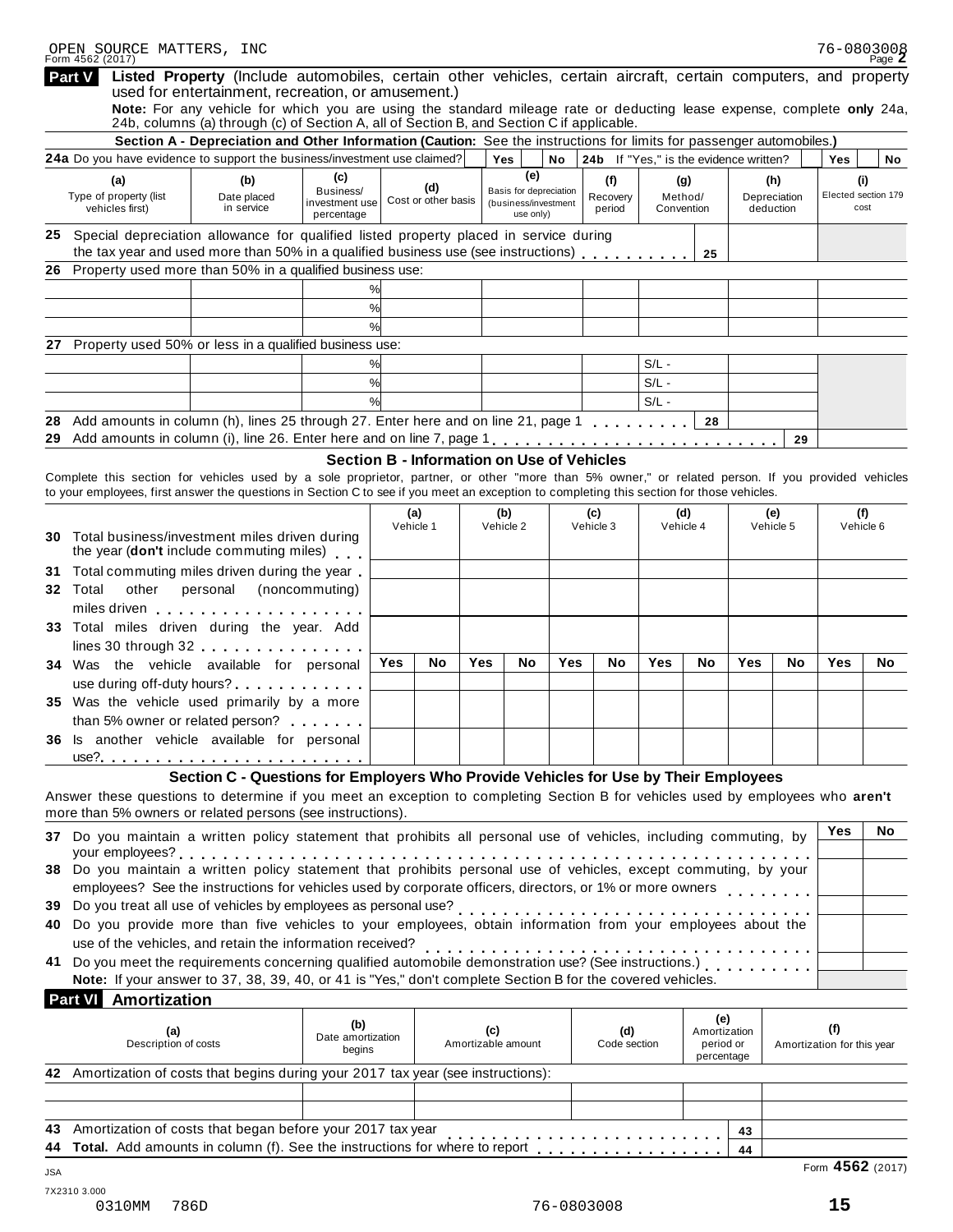OPEN SOURCE MATTERS, INC 76-0803008

Form 4562 (2017)

## Part V Listed Property (Include automobiles, certain other vehicles, certain aircraft, certain computers, and property used for entertainment, recreation, or amusement.)

**Note:** For any vehicle for which you are using the standard mileage rate or deducting lease expense, complete **only** 24a, 24b, columns (a) through (c) of Section A, all of Section B, and Section C if applicable.

### Section A - Depreciation and Other Information (Caution: See the instructions for limits for passenger automobiles.)

**24a** Do you have evidence to support the business/investment use claimed? Yes No **24b** If "Yes," is the evidence written? Yes No

| (a) Type of property (list vehicles first) | (b) Date placed in service | (c) Business/ investment use percentage | (d) Cost or other basis | (e) Basis for depreciation (business/investment use only) | (f) Recovery period | (g) Method/ Convention | (h) Depreciation deduction | (i) Elected section 179 cost |
|---|---|---|---|---|---|---|---|---|
| **25** Special depreciation allowance for qualified listed property placed in service during the tax year and used more than 50% in a qualified business use (see instructions) | | | | | | 25 | | |
| **26** Property used more than 50% in a qualified business use: | | | | | | | | |
| | | % | | | | | | |
| | | % | | | | | | |
| | | % | | | | | | |
| **27** Property used 50% or less in a qualified business use: | | | | | | | | |
| | | % | | | | S/L - | | |
| | | % | | | | S/L - | | |
| | | % | | | | S/L - | | |
| **28** Add amounts in column (h), lines 25 through 27. Enter here and on line 21, page 1 | | | | | | 28 | | |
| **29** Add amounts in column (i), line 26. Enter here and on line 7, page 1 | | | | | | | 29 | |

### Section B - Information on Use of Vehicles

Complete this section for vehicles used by a sole proprietor, partner, or other "more than 5% owner," or related person. If you provided vehicles to your employees, first answer the questions in Section C to see if you meet an exception to completing this section for those vehicles.

| | (a) Vehicle 1 | | (b) Vehicle 2 | | (c) Vehicle 3 | | (d) Vehicle 4 | | (e) Vehicle 5 | | (f) Vehicle 6 | |
|---|---|---|---|---|---|---|---|---|---|---|---|---|
| **30** Total business/investment miles driven during the year (**don't** include commuting miles) | | | | | | | | | | | | |
| **31** Total commuting miles driven during the year | | | | | | | | | | | | |
| **32** Total other personal (noncommuting) miles driven | | | | | | | | | | | | |
| **33** Total miles driven during the year. Add lines 30 through 32 | | | | | | | | | | | | |
| | Yes | No | Yes | No | Yes | No | Yes | No | Yes | No | Yes | No |
| **34** Was the vehicle available for personal use during off-duty hours? | | | | | | | | | | | | |
| **35** Was the vehicle used primarily by a more than 5% owner or related person? | | | | | | | | | | | | |
| **36** Is another vehicle available for personal use? | | | | | | | | | | | | |

### Section C - Questions for Employers Who Provide Vehicles for Use by Their Employees

Answer these questions to determine if you meet an exception to completing Section B for vehicles used by employees who **aren't** more than 5% owners or related persons (see instructions).

| | Yes | No |
|---|---|---|
| **37** Do you maintain a written policy statement that prohibits all personal use of vehicles, including commuting, by your employees? | | |
| **38** Do you maintain a written policy statement that prohibits personal use of vehicles, except commuting, by your employees? See the instructions for vehicles used by corporate officers, directors, or 1% or more owners | | |
| **39** Do you treat all use of vehicles by employees as personal use? | | |
| **40** Do you provide more than five vehicles to your employees, obtain information from your employees about the use of the vehicles, and retain the information received? | | |
| **41** Do you meet the requirements concerning qualified automobile demonstration use? (See instructions.) | | |

**Note:** If your answer to 37, 38, 39, 40, or 41 is "Yes," don't complete Section B for the covered vehicles.

## Part VI Amortization

| (a) Description of costs | (b) Date amortization begins | (c) Amortizable amount | (d) Code section | (e) Amortization period or percentage | (f) Amortization for this year |
|---|---|---|---|---|---|
| **42** Amortization of costs that begins during your 2017 tax year (see instructions): | | | | | |
| | | | | | |
| | | | | | |
| **43** Amortization of costs that began before your 2017 tax year | | | | 43 | |
| **44** **Total.** Add amounts in column (f). See the instructions for where to report | | | | 44 | |

Form **4562** (2017)

JSA
7X2310 3.000
0310MM 786D 76-0803008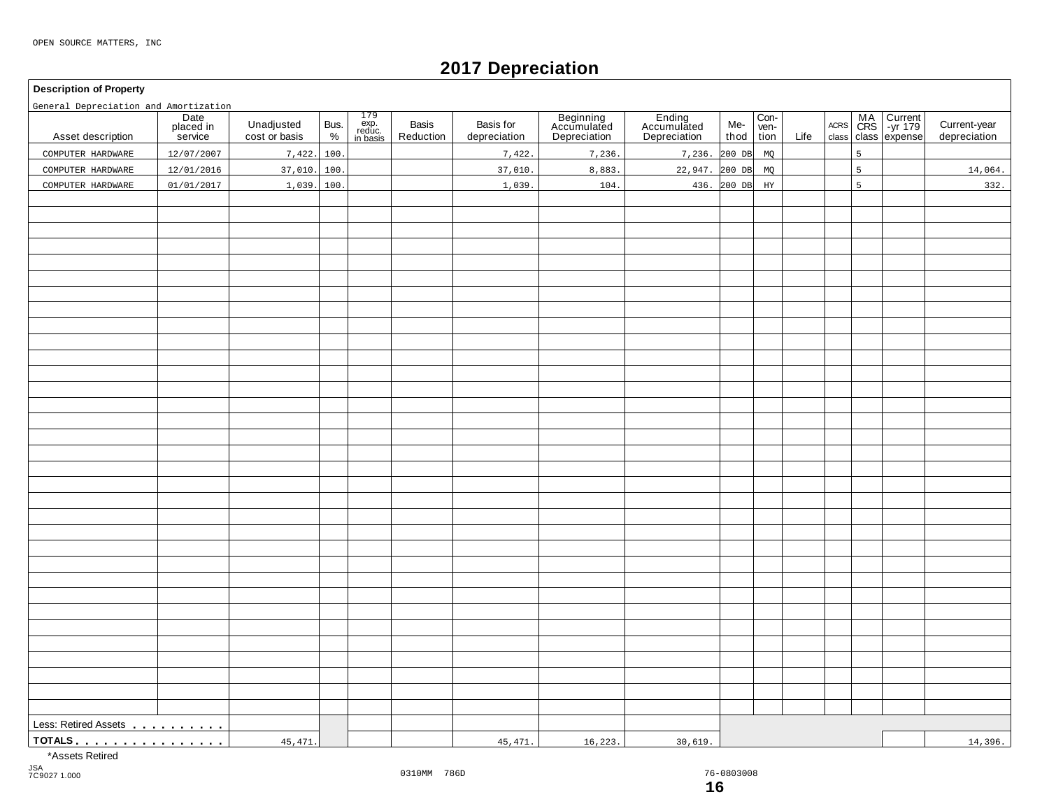OPEN SOURCE MATTERS, INC

# 2017 Depreciation

**Description of Property**

General Depreciation and Amortization

| Asset description | Date placed in service | Unadjusted cost or basis | Bus. % | 179 exp. reduc. in basis | Basis Reduction | Basis for depreciation | Beginning Accumulated Depreciation | Ending Accumulated Depreciation | Me-thod | Con-ven-tion | Life | ACRS class | MA CRS class | Current -yr 179 expense | Current-year depreciation |
|---|---|---|---|---|---|---|---|---|---|---|---|---|---|---|---|
| COMPUTER HARDWARE | 12/07/2007 | 7,422. | 100. | | | 7,422. | 7,236. | 7,236. | 200 DB | MQ | | | 5 | | |
| COMPUTER HARDWARE | 12/01/2016 | 37,010. | 100. | | | 37,010. | 8,883. | 22,947. | 200 DB | MQ | | | 5 | | 14,064. |
| COMPUTER HARDWARE | 01/01/2017 | 1,039. | 100. | | | 1,039. | 104. | 436. | 200 DB | HY | | | 5 | | 332. |
| Less: Retired Assets | | | | | | | | | | | | | | | |
| **TOTALS** | | 45,471. | | | | 45,471. | 16,223. | 30,619. | | | | | | | 14,396. |

*Assets Retired

JSA
7C9027 1.000

0310MM 786D

76-0803008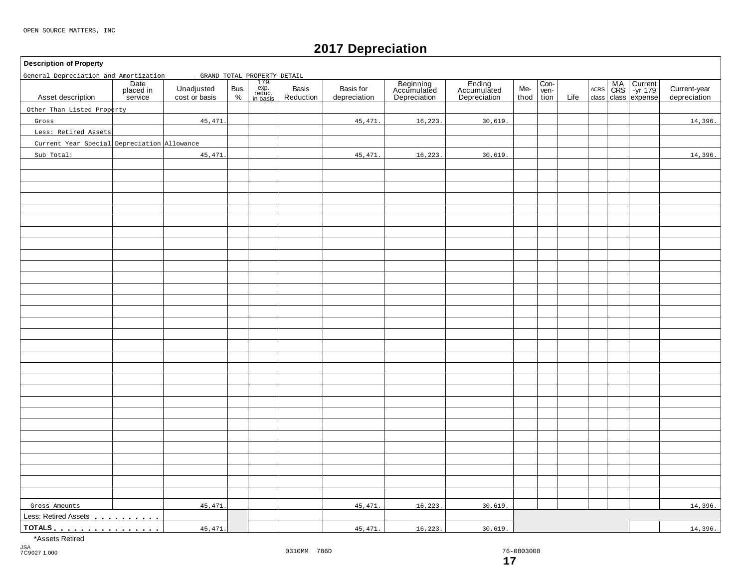OPEN SOURCE MATTERS, INC

# 2017 Depreciation

**Description of Property**

General Depreciation and Amortization - GRAND TOTAL PROPERTY DETAIL

| Asset description | Date placed in service | Unadjusted cost or basis | Bus. % | 179 exp. reduc. in basis | Basis Reduction | Basis for depreciation | Beginning Accumulated Depreciation | Ending Accumulated Depreciation | Method | Convention | Life | ACRS class | MACRS class | Current -yr 179 expense | Current-year depreciation |
|---|---|---|---|---|---|---|---|---|---|---|---|---|---|---|---|
| Other Than Listed Property | | | | | | | | | | | | | | | |
| Gross | | 45,471. | | | | 45,471. | 16,223. | 30,619. | | | | | | | 14,396. |
| Less: Retired Assets | | | | | | | | | | | | | | | |
| Current Year Special Depreciation Allowance | | | | | | | | | | | | | | | |
| Sub Total: | | 45,471. | | | | 45,471. | 16,223. | 30,619. | | | | | | | 14,396. |
| Gross Amounts | | 45,471. | | | | 45,471. | 16,223. | 30,619. | | | | | | | 14,396. |
| Less: Retired Assets | | | | | | | | | | | | | | | |
| TOTALS | | 45,471. | | | | 45,471. | 16,223. | 30,619. | | | | | | | 14,396. |

*Assets Retired

JSA 7C9027 1.000

0310MM 786D

76-0803008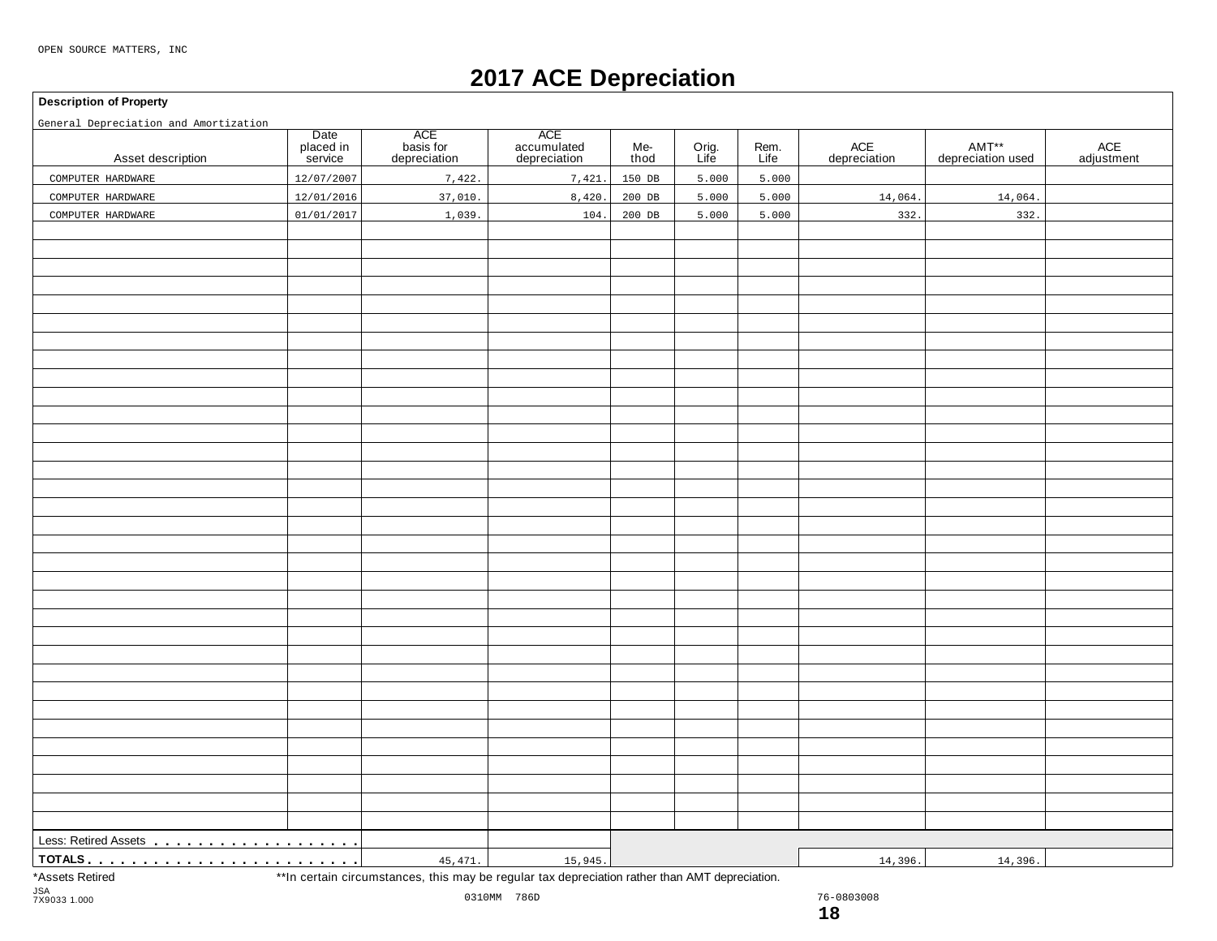OPEN SOURCE MATTERS, INC

# 2017 ACE Depreciation

**Description of Property**

General Depreciation and Amortization

| Asset description | Date placed in service | ACE basis for depreciation | ACE accumulated depreciation | Me-thod | Orig. Life | Rem. Life | ACE depreciation | AMT** depreciation used | ACE adjustment |
|---|---|---|---|---|---|---|---|---|---|
| COMPUTER HARDWARE | 12/07/2007 | 7,422. | 7,421. | 150 DB | 5.000 | 5.000 | | | |
| COMPUTER HARDWARE | 12/01/2016 | 37,010. | 8,420. | 200 DB | 5.000 | 5.000 | 14,064. | 14,064. | |
| COMPUTER HARDWARE | 01/01/2017 | 1,039. | 104. | 200 DB | 5.000 | 5.000 | 332. | 332. | |
| Less: Retired Assets | | | | | | | | | |
| **TOTALS** | | 45,471. | 15,945. | | | | 14,396. | 14,396. | |

*Assets Retired **In certain circumstances, this may be regular tax depreciation rather than AMT depreciation.

JSA 7X9033 1.000 0310MM 786D 76-0803008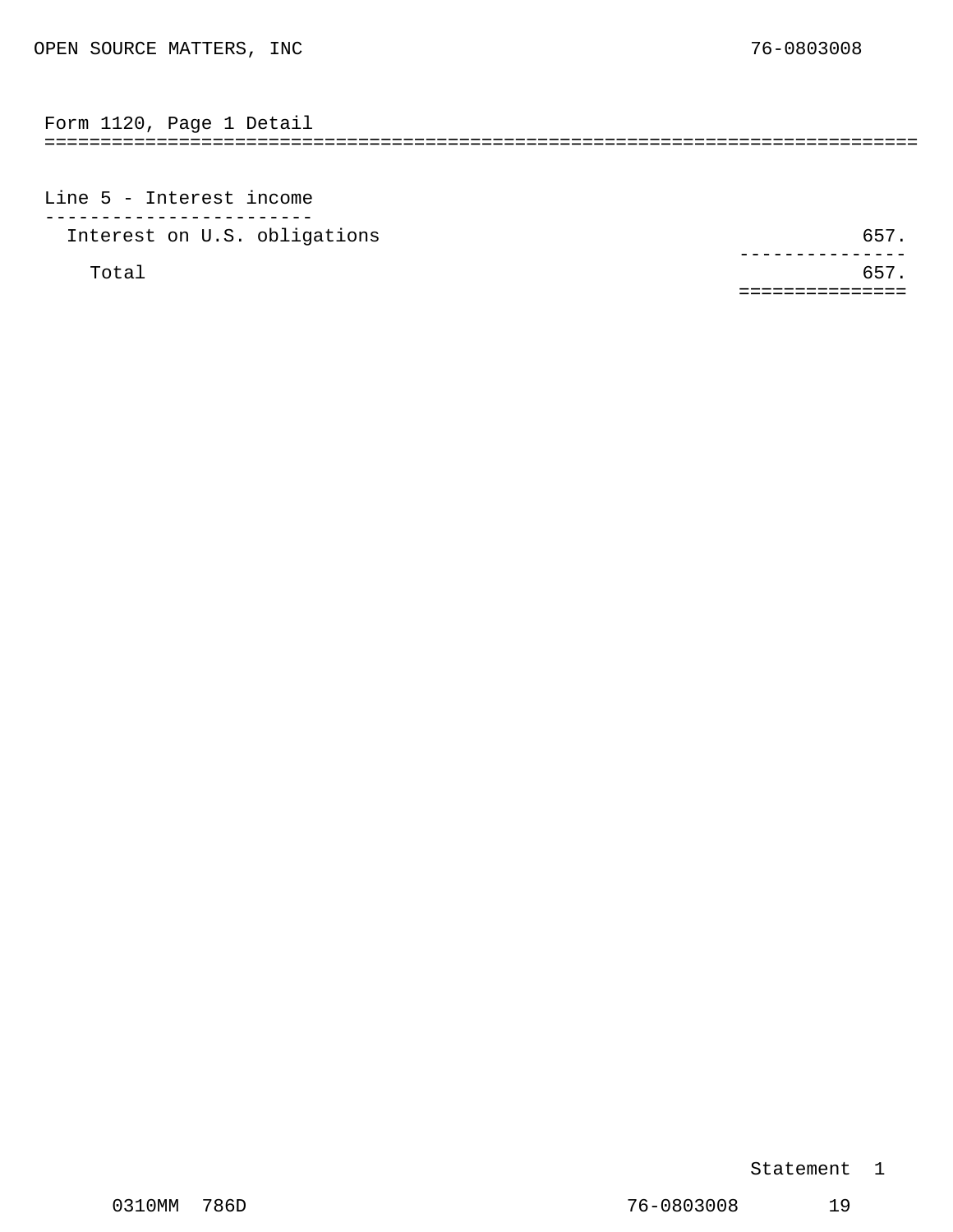OPEN SOURCE MATTERS, INC 76-0803008

## Form 1120, Page 1 Detail

### Line 5 - Interest income

| | |
|---|---|
| Interest on U.S. obligations | 657. |
| Total | 657. |

Statement 1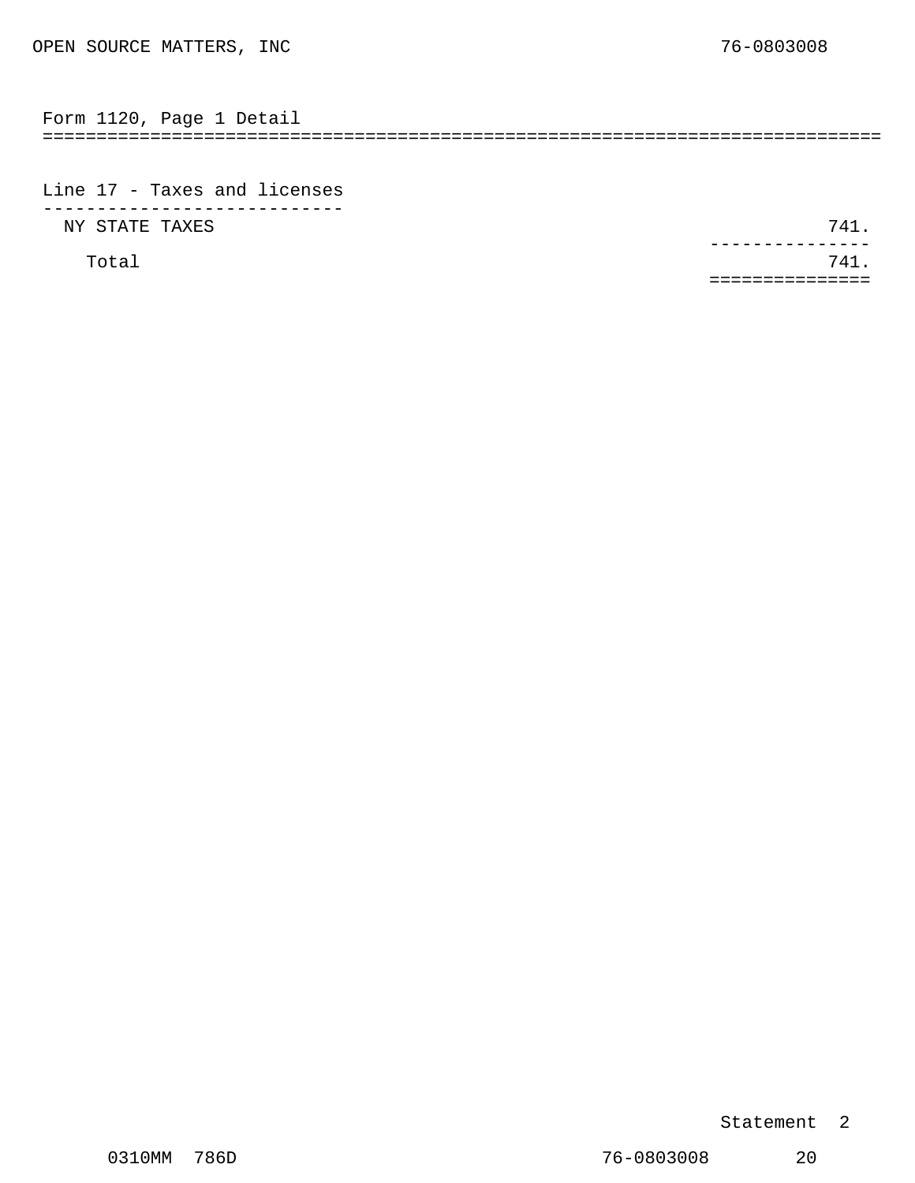OPEN SOURCE MATTERS, INC 76-0803008

## Form 1120, Page 1 Detail

### Line 17 - Taxes and licenses

| Description | Amount |
|---|---|
| NY STATE TAXES | 741. |
| Total | 741. |

Statement 2

0310MM 786D 76-0803008 20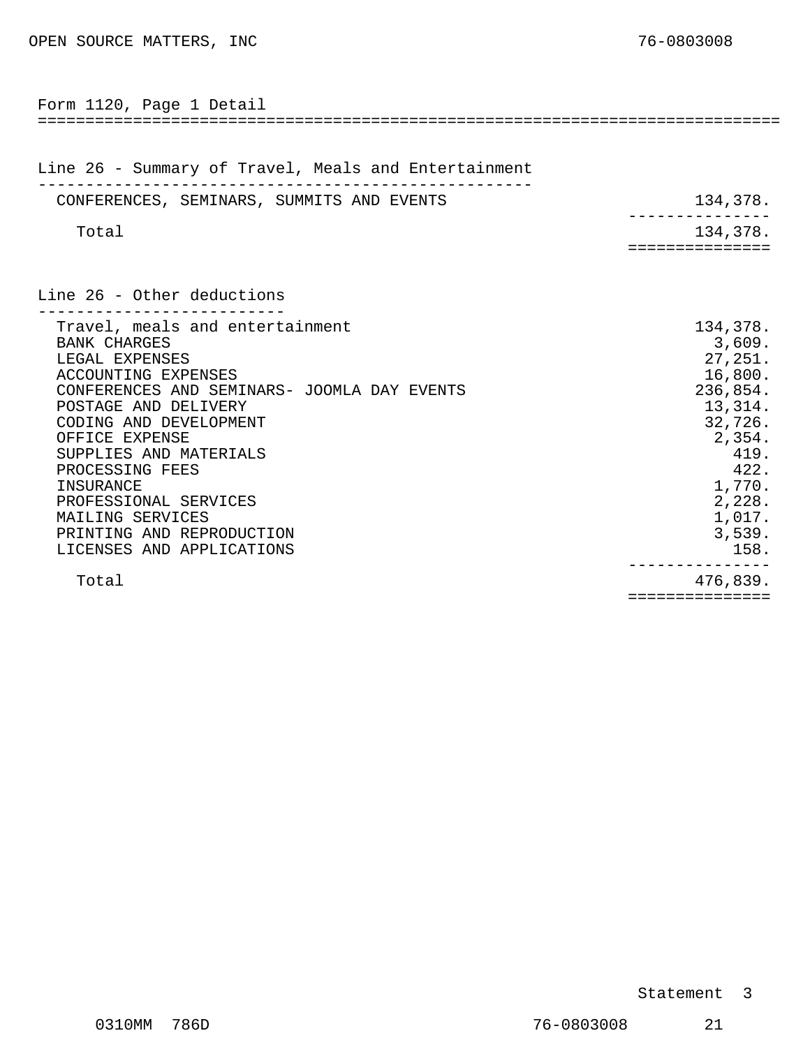OPEN SOURCE MATTERS, INC 76-0803008

## Form 1120, Page 1 Detail

### Line 26 - Summary of Travel, Meals and Entertainment

| Description | Amount |
|---|---|
| CONFERENCES, SEMINARS, SUMMITS AND EVENTS | 134,378. |
| Total | 134,378. |

### Line 26 - Other deductions

| Description | Amount |
|---|---|
| Travel, meals and entertainment | 134,378. |
| BANK CHARGES | 3,609. |
| LEGAL EXPENSES | 27,251. |
| ACCOUNTING EXPENSES | 16,800. |
| CONFERENCES AND SEMINARS- JOOMLA DAY EVENTS | 236,854. |
| POSTAGE AND DELIVERY | 13,314. |
| CODING AND DEVELOPMENT | 32,726. |
| OFFICE EXPENSE | 2,354. |
| SUPPLIES AND MATERIALS | 419. |
| PROCESSING FEES | 422. |
| INSURANCE | 1,770. |
| PROFESSIONAL SERVICES | 2,228. |
| MAILING SERVICES | 1,017. |
| PRINTING AND REPRODUCTION | 3,539. |
| LICENSES AND APPLICATIONS | 158. |
| Total | 476,839. |

Statement 3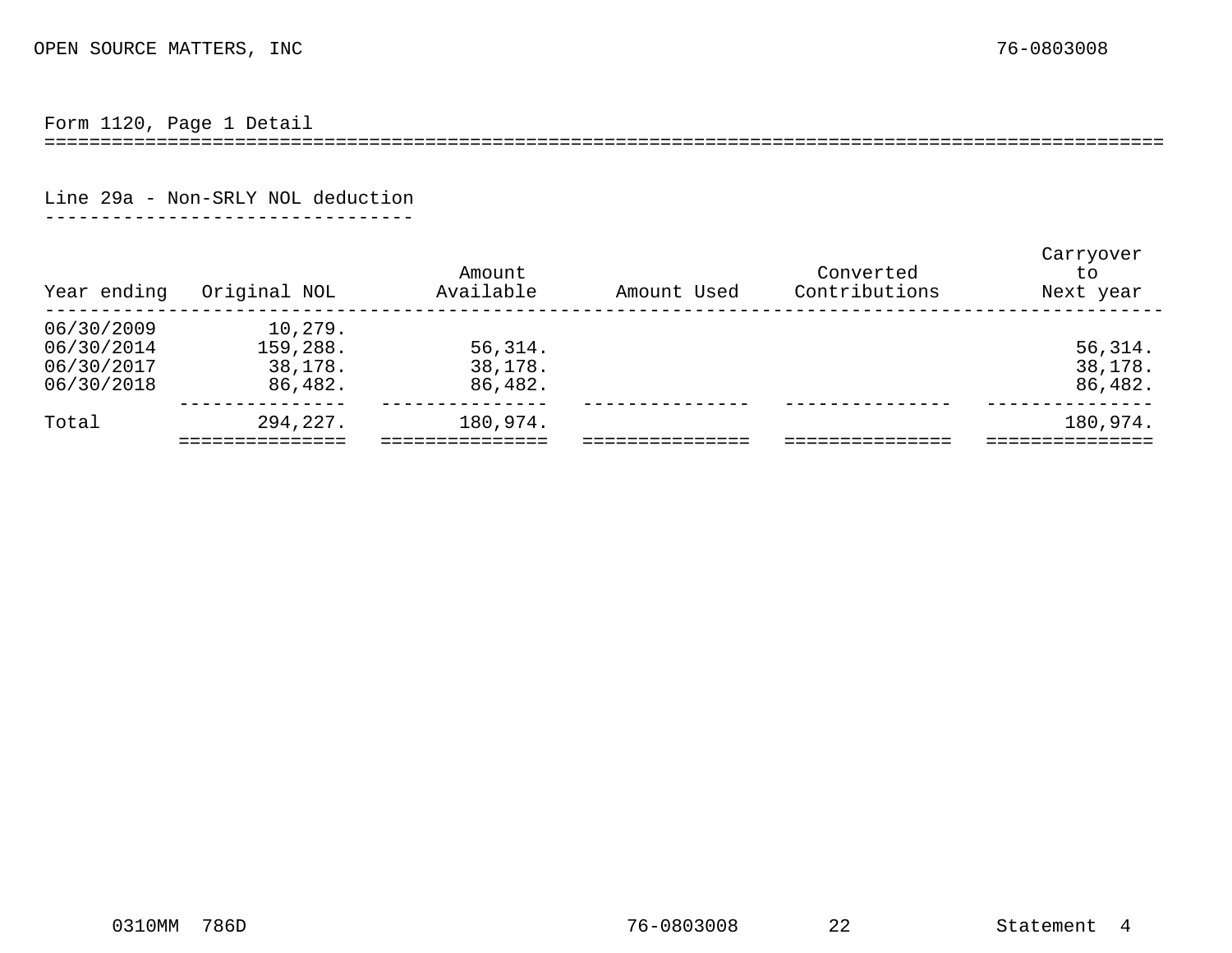OPEN SOURCE MATTERS, INC 76-0803008

## Form 1120, Page 1 Detail

### Line 29a - Non-SRLY NOL deduction

| Year ending | Original NOL | Amount Available | Amount Used | Converted Contributions | Carryover to Next year |
|---|---|---|---|---|---|
| 06/30/2009 | 10,279. | | | | |
| 06/30/2014 | 159,288. | 56,314. | | | 56,314. |
| 06/30/2017 | 38,178. | 38,178. | | | 38,178. |
| 06/30/2018 | 86,482. | 86,482. | | | 86,482. |
| Total | 294,227. | 180,974. | | | 180,974. |

0310MM 786D 76-0803008 22 Statement 4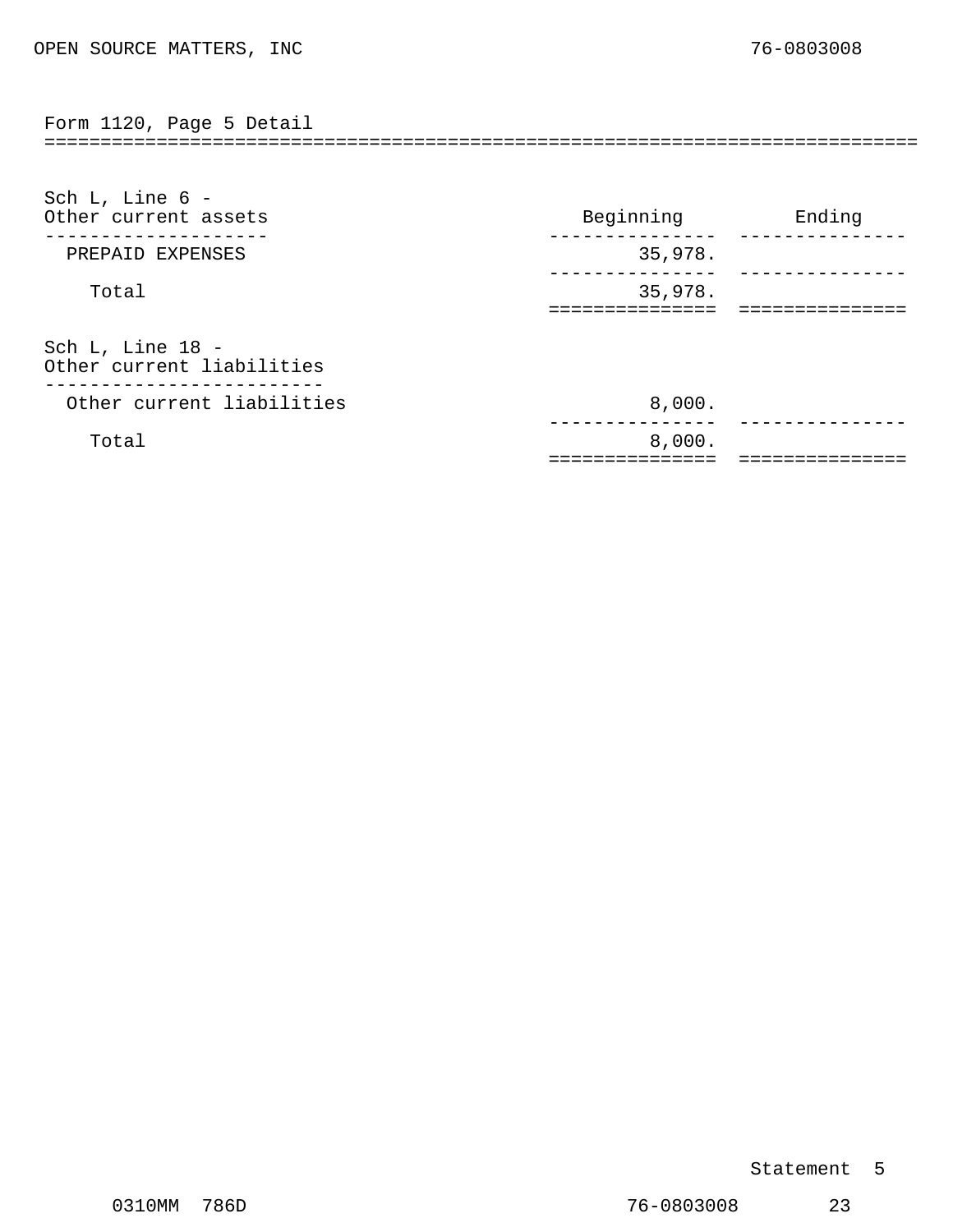OPEN SOURCE MATTERS, INC 76-0803008

## Form 1120, Page 5 Detail

### Sch L, Line 6 - Other current assets

| Other current assets | Beginning | Ending |
|---|---|---|
| PREPAID EXPENSES | 35,978. | |
| Total | 35,978. | |

### Sch L, Line 18 - Other current liabilities

| Other current liabilities | Beginning | Ending |
|---|---|---|
| Other current liabilities | 8,000. | |
| Total | 8,000. | |

Statement 5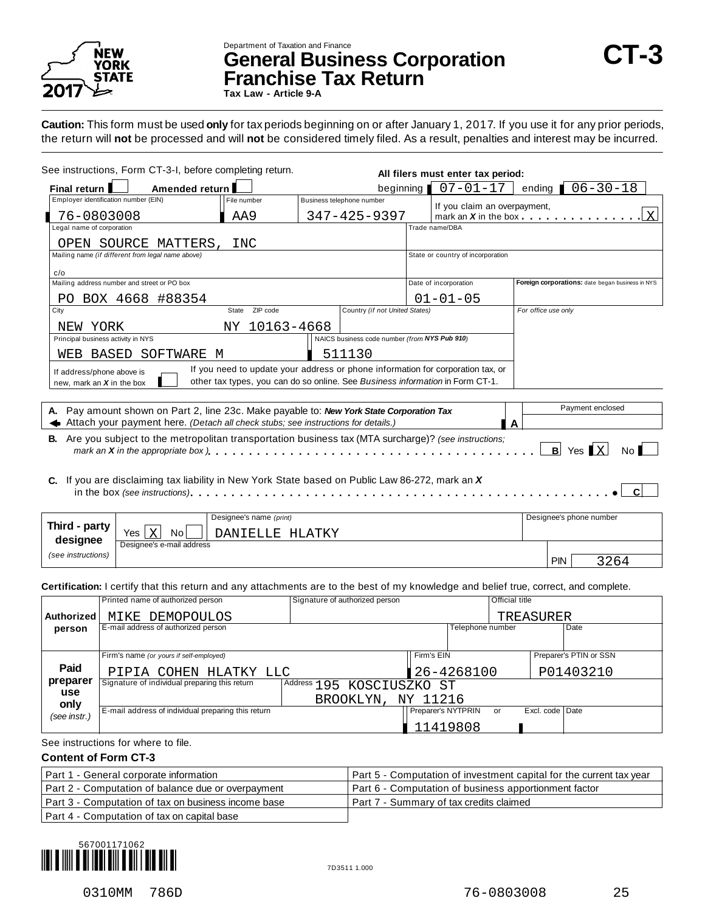NEW YORK STATE 2017

Department of Taxation and Finance

# General Business Corporation Franchise Tax Return

**Tax Law - Article 9-A**

# CT-3

**Caution:** This form must be used **only** for tax periods beginning on or after January 1, 2017. If you use it for any prior periods, the return will **not** be processed and will **not** be considered timely filed. As a result, penalties and interest may be incurred.

See instructions, Form CT-3-I, before completing return.

**All filers must enter tax period:** beginning 07-01-17 ending 06-30-18

**Final return** [ ] **Amended return** [ ]

| Field | Value |
|---|---|
| Employer identification number (EIN) | 76-0803008 |
| File number | AA9 |
| Business telephone number | 347-425-9397 |
| If you claim an overpayment, mark an *X* in the box | X |
| Legal name of corporation | OPEN SOURCE MATTERS, INC |
| Trade name/DBA | |
| Mailing name *(if different from legal name above)* | c/o |
| State or country of incorporation | |
| Mailing address number and street or PO box | PO BOX 4668 #88354 |
| Date of incorporation | 01-01-05 |
| **Foreign corporations:** date began business in NYS | |
| City | NEW YORK |
| State | NY |
| ZIP code | 10163-4668 |
| Country *(if not United States)* | |
| For office use only | |
| Principal business activity in NYS | WEB BASED SOFTWARE M |
| NAICS business code number *(from NYS Pub 910)* | 511130 |
| If address/phone above is new, mark an *X* in the box | |

If you need to update your address or phone information for corporation tax, or other tax types, you can do so online. See *Business information* in Form CT-1.

**A.** Pay amount shown on Part 2, line 23c. Make payable to: ***New York State Corporation Tax***
Attach your payment here. *(Detach all check stubs; see instructions for details.)* **A** Payment enclosed: ______

**B.** Are you subject to the metropolitan transportation business tax (MTA surcharge)? *(see instructions; mark an X in the appropriate box)* . . . . . **B** Yes [X] No [ ]

**C.** If you are disclaiming tax liability in New York State based on Public Law 86-272, mark an *X* in the box *(see instructions)* . . . . . **C** [ ]

| **Third - party designee** *(see instructions)* | |
|---|---|
| Yes / No | Yes [X] No [ ] |
| Designee's name *(print)* | DANIELLE HLATKY |
| Designee's phone number | |
| Designee's e-mail address | |
| PIN | 3264 |

**Certification:** I certify that this return and any attachments are to the best of my knowledge and belief true, correct, and complete.

| **Authorized person** | |
|---|---|
| Printed name of authorized person | MIKE DEMOPOULOS |
| Signature of authorized person | |
| Official title | TREASURER |
| E-mail address of authorized person | |
| Telephone number | |
| Date | |

| **Paid preparer use only** *(see instr.)* | |
|---|---|
| Firm's name *(or yours if self-employed)* | PIPIA COHEN HLATKY LLC |
| Firm's EIN | 26-4268100 |
| Preparer's PTIN or SSN | P01403210 |
| Signature of individual preparing this return | |
| Address | 195 KOSCIUSZKO ST BROOKLYN, NY 11216 |
| E-mail address of individual preparing this return | |
| Preparer's NYTPRIN or Excl. code | 11419808 |
| Date | |

See instructions for where to file.

**Content of Form CT-3**

| | |
|---|---|
| Part 1 - General corporate information | Part 5 - Computation of investment capital for the current tax year |
| Part 2 - Computation of balance due or overpayment | Part 6 - Computation of business apportionment factor |
| Part 3 - Computation of tax on business income base | Part 7 - Summary of tax credits claimed |
| Part 4 - Computation of tax on capital base | |

567001171062

7D3511 1.000

0310MM 786D 76-0803008 25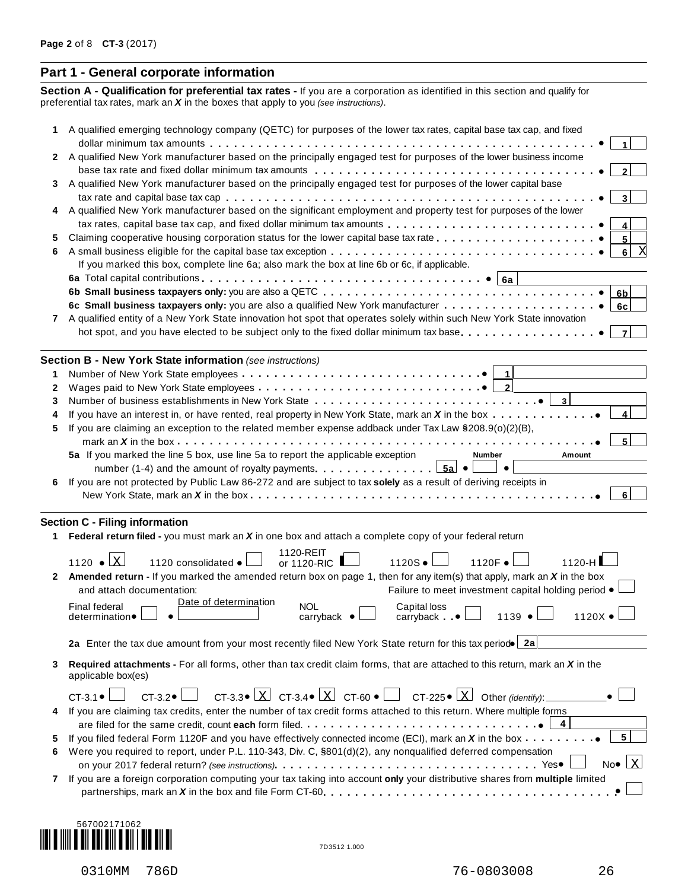## Part 1 - General corporate information

**Section A - Qualification for preferential tax rates -** If you are a corporation as identified in this section and qualify for preferential tax rates, mark an ***X*** in the boxes that apply to you *(see instructions)*.

| | | | |
|---|---|---|---|
| **1** | A qualified emerging technology company (QETC) for purposes of the lower tax rates, capital base tax cap, and fixed dollar minimum tax amounts | **1** | |
| **2** | A qualified New York manufacturer based on the principally engaged test for purposes of the lower business income base tax rate and fixed dollar minimum tax amounts | **2** | |
| **3** | A qualified New York manufacturer based on the principally engaged test for purposes of the lower capital base tax rate and capital base tax cap | **3** | |
| **4** | A qualified New York manufacturer based on the significant employment and property test for purposes of the lower tax rates, capital base tax cap, and fixed dollar minimum tax amounts | **4** | |
| **5** | Claiming cooperative housing corporation status for the lower capital base tax rate | **5** | |
| **6** | A small business eligible for the capital base tax exception. If you marked this box, complete line 6a; also mark the box at line 6b or 6c, if applicable. | **6** | X |
| | **6a** Total capital contributions | **6a** | |
| | **6b Small business taxpayers only:** you are also a QETC | **6b** | |
| | **6c Small business taxpayers only:** you are also a qualified New York manufacturer | **6c** | |
| **7** | A qualified entity of a New York State innovation hot spot that operates solely within such New York State innovation hot spot, and you have elected to be subject only to the fixed dollar minimum tax base | **7** | |

**Section B - New York State information** *(see instructions)*

| | | | |
|---|---|---|---|
| **1** | Number of New York State employees | **1** | |
| **2** | Wages paid to New York State employees | **2** | |
| **3** | Number of business establishments in New York State | **3** | |
| **4** | If you have an interest in, or have rented, real property in New York State, mark an ***X*** in the box | **4** | |
| **5** | If you are claiming an exception to the related member expense addback under Tax Law §208.9(o)(2)(B), mark an ***X*** in the box | **5** | |
| | **5a** If you marked the line 5 box, use line 5a to report the applicable exception number (1-4) and the amount of royalty payments | **5a** | Number: / Amount: |
| **6** | If you are not protected by Public Law 86-272 and are subject to tax **solely** as a result of deriving receipts in New York State, mark an ***X*** in the box | **6** | |

**Section C - Filing information**

**1 Federal return filed -** you must mark an ***X*** in one box and attach a complete copy of your federal return

1120 [X] 1120 consolidated [ ] 1120-REIT or 1120-RIC [ ] 1120S [ ] 1120F [ ] 1120-H [ ]

**2 Amended return -** If you marked the amended return box on page 1, then for any item(s) that apply, mark an ***X*** in the box and attach documentation:

Failure to meet investment capital holding period [ ]

Final federal determination [ ] Date of determination [ ] NOL carryback [ ] Capital loss carryback [ ] 1139 [ ] 1120X [ ]

**2a** Enter the tax due amount from your most recently filed New York State return for this tax period **2a** ____

**3 Required attachments -** For all forms, other than tax credit claim forms, that are attached to this return, mark an ***X*** in the applicable box(es)

CT-3.1 [ ] CT-3.2 [ ] CT-3.3 [X] CT-3.4 [X] CT-60 [ ] CT-225 [X] Other *(identify)*: ____ [ ]

**4** If you are claiming tax credits, enter the number of tax credit forms attached to this return. Where multiple forms are filed for the same credit, count **each** form filed. **4** ____

**5** If you filed federal Form 1120F and you have effectively connected income (ECI), mark an ***X*** in the box **5** [ ]

**6** Were you required to report, under P.L. 110-343, Div. C, §801(d)(2), any nonqualified deferred compensation on your 2017 federal return? *(see instructions)* Yes [ ] No [X]

**7** If you are a foreign corporation computing your tax taking into account **only** your distributive shares from **multiple** limited partnerships, mark an ***X*** in the box and file Form CT-60 [ ]

567002171062

7D3512 1.000

0310MM 786D 76-0803008 26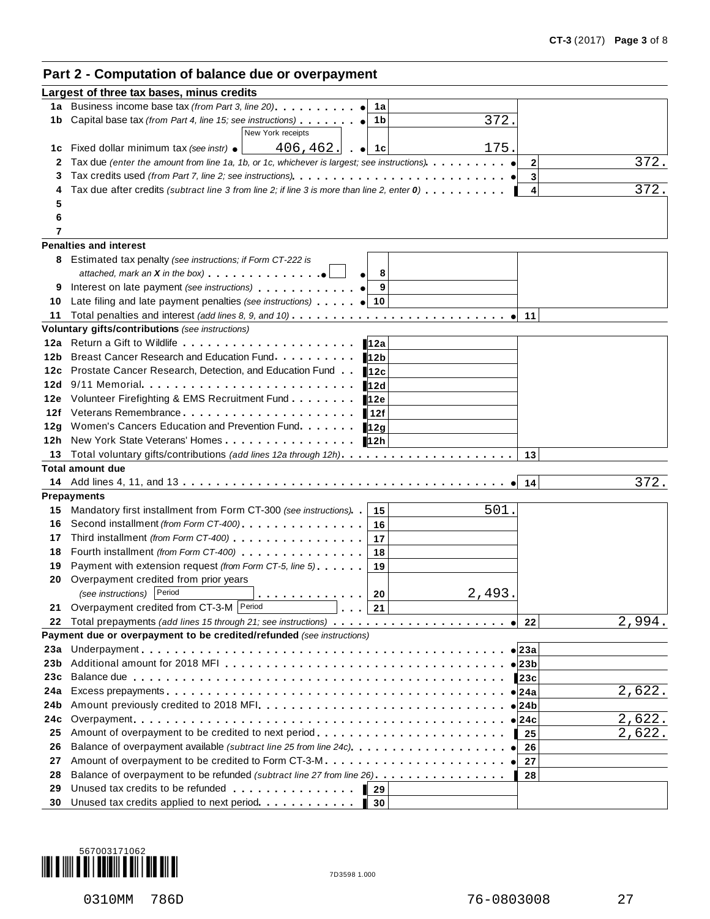## Part 2 - Computation of balance due or overpayment

**Largest of three tax bases, minus credits**

| Line | Description | Line | Amount | Line | Amount |
|---|---|---|---|---|---|
| 1a | Business income base tax *(from Part 3, line 20)* | 1a | | | |
| 1b | Capital base tax *(from Part 4, line 15; see instructions)* | 1b | 372. | | |
| 1c | Fixed dollar minimum tax *(see instr)* New York receipts 406,462. | 1c | 175. | | |
| 2 | Tax due *(enter the amount from line 1a, 1b, or 1c, whichever is largest; see instructions)* | | | 2 | 372. |
| 3 | Tax credits used *(from Part 7, line 2; see instructions)* | | | 3 | |
| 4 | Tax due after credits *(subtract line 3 from line 2; if line 3 is more than line 2, enter **0**)* | | | 4 | 372. |
| 5 | | | | | |
| 6 | | | | | |
| 7 | | | | | |

**Penalties and interest**

| Line | Description | Line | Amount | Line | Amount |
|---|---|---|---|---|---|
| 8 | Estimated tax penalty *(see instructions; if Form CT-222 is attached, mark an **X** in the box)* ☐ | 8 | | | |
| 9 | Interest on late payment *(see instructions)* | 9 | | | |
| 10 | Late filing and late payment penalties *(see instructions)* | 10 | | | |
| 11 | Total penalties and interest *(add lines 8, 9, and 10)* | | | 11 | |

**Voluntary gifts/contributions** *(see instructions)*

| Line | Description | Line | Amount | Line | Amount |
|---|---|---|---|---|---|
| 12a | Return a Gift to Wildlife | 12a | | | |
| 12b | Breast Cancer Research and Education Fund | 12b | | | |
| 12c | Prostate Cancer Research, Detection, and Education Fund | 12c | | | |
| 12d | 9/11 Memorial | 12d | | | |
| 12e | Volunteer Firefighting & EMS Recruitment Fund | 12e | | | |
| 12f | Veterans Remembrance | 12f | | | |
| 12g | Women's Cancers Education and Prevention Fund | 12g | | | |
| 12h | New York State Veterans' Homes | 12h | | | |
| 13 | Total voluntary gifts/contributions *(add lines 12a through 12h)* | | | 13 | |

**Total amount due**

| Line | Description | Line | Amount | Line | Amount |
|---|---|---|---|---|---|
| 14 | Add lines 4, 11, and 13 | | | 14 | 372. |

**Prepayments**

| Line | Description | Line | Amount | Line | Amount |
|---|---|---|---|---|---|
| 15 | Mandatory first installment from Form CT-300 *(see instructions)* | 15 | 501. | | |
| 16 | Second installment *(from Form CT-400)* | 16 | | | |
| 17 | Third installment *(from Form CT-400)* | 17 | | | |
| 18 | Fourth installment *(from Form CT-400)* | 18 | | | |
| 19 | Payment with extension request *(from Form CT-5, line 5)* | 19 | | | |
| 20 | Overpayment credited from prior years *(see instructions)* Period | 20 | 2,493. | | |
| 21 | Overpayment credited from CT-3-M Period | 21 | | | |
| 22 | Total prepayments *(add lines 15 through 21; see instructions)* | | | 22 | 2,994. |

**Payment due or overpayment to be credited/refunded** *(see instructions)*

| Line | Description | Line | Amount | Line | Amount |
|---|---|---|---|---|---|
| 23a | Underpayment | | | 23a | |
| 23b | Additional amount for 2018 MFI | | | 23b | |
| 23c | Balance due | | | 23c | |
| 24a | Excess prepayments | | | 24a | 2,622. |
| 24b | Amount previously credited to 2018 MFI | | | 24b | |
| 24c | Overpayment | | | 24c | 2,622. |
| 25 | Amount of overpayment to be credited to next period | | | 25 | 2,622. |
| 26 | Balance of overpayment available *(subtract line 25 from line 24c)* | | | 26 | |
| 27 | Amount of overpayment to be credited to Form CT-3-M | | | 27 | |
| 28 | Balance of overpayment to be refunded *(subtract line 27 from line 26)* | | | 28 | |
| 29 | Unused tax credits to be refunded | 29 | | | |
| 30 | Unused tax credits applied to next period | 30 | | | |

567003171062

7D3598 1.000

0310MM 786D 76-0803008 27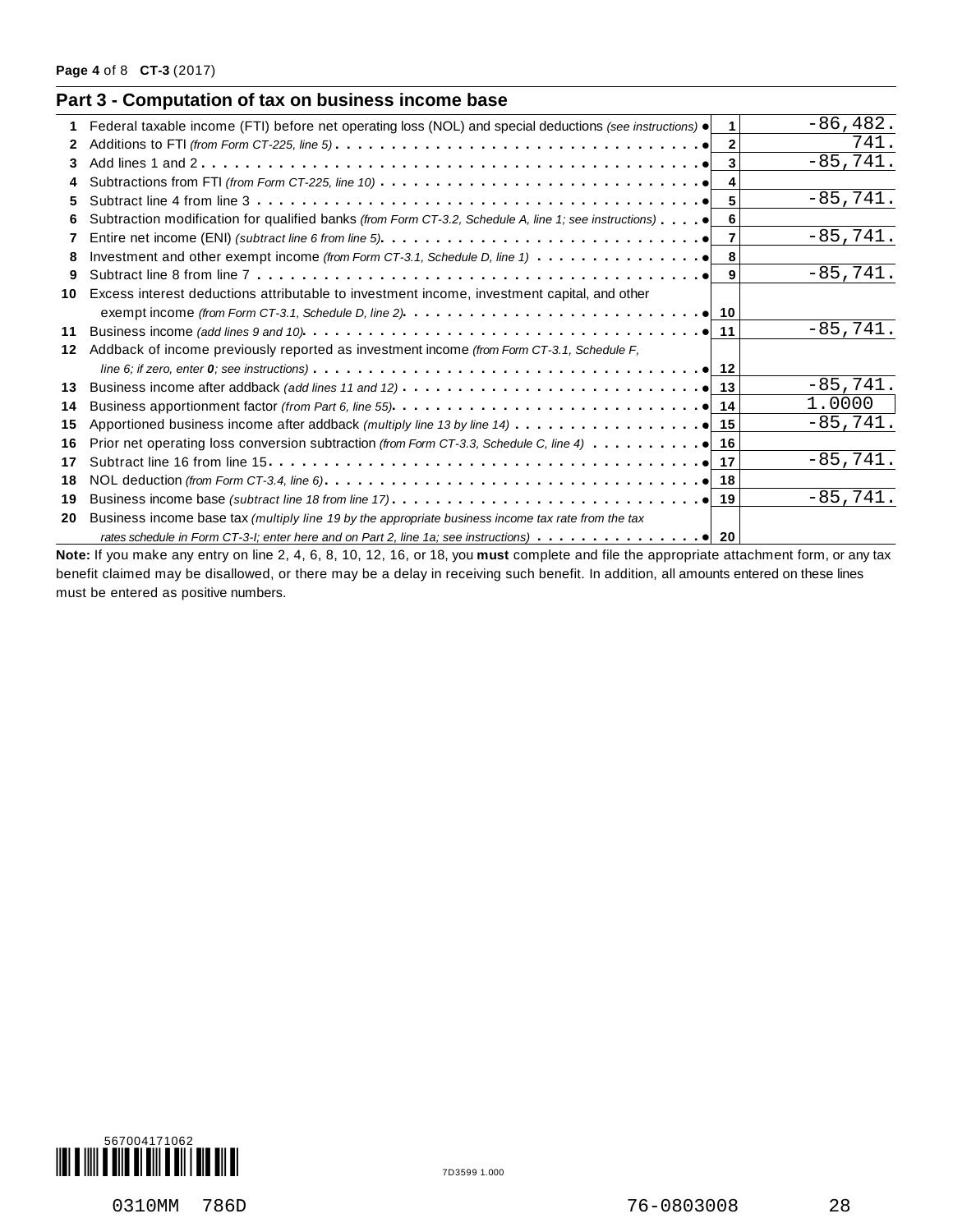## Part 3 - Computation of tax on business income base

| | | Line | Amount |
|---|---|---|---|
| 1 | Federal taxable income (FTI) before net operating loss (NOL) and special deductions *(see instructions)* | 1 | -86,482. |
| 2 | Additions to FTI *(from Form CT-225, line 5)* | 2 | 741. |
| 3 | Add lines 1 and 2 | 3 | -85,741. |
| 4 | Subtractions from FTI *(from Form CT-225, line 10)* | 4 | |
| 5 | Subtract line 4 from line 3 | 5 | -85,741. |
| 6 | Subtraction modification for qualified banks *(from Form CT-3.2, Schedule A, line 1; see instructions)* | 6 | |
| 7 | Entire net income (ENI) *(subtract line 6 from line 5)* | 7 | -85,741. |
| 8 | Investment and other exempt income *(from Form CT-3.1, Schedule D, line 1)* | 8 | |
| 9 | Subtract line 8 from line 7 | 9 | -85,741. |
| 10 | Excess interest deductions attributable to investment income, investment capital, and other exempt income *(from Form CT-3.1, Schedule D, line 2)* | 10 | |
| 11 | Business income *(add lines 9 and 10)* | 11 | -85,741. |
| 12 | Addback of income previously reported as investment income *(from Form CT-3.1, Schedule F, line 6; if zero, enter **0**; see instructions)* | 12 | |
| 13 | Business income after addback *(add lines 11 and 12)* | 13 | -85,741. |
| 14 | Business apportionment factor *(from Part 6, line 55)* | 14 | 1.0000 |
| 15 | Apportioned business income after addback *(multiply line 13 by line 14)* | 15 | -85,741. |
| 16 | Prior net operating loss conversion subtraction *(from Form CT-3.3, Schedule C, line 4)* | 16 | |
| 17 | Subtract line 16 from line 15 | 17 | -85,741. |
| 18 | NOL deduction *(from Form CT-3.4, line 6)* | 18 | |
| 19 | Business income base *(subtract line 18 from line 17)* | 19 | -85,741. |
| 20 | Business income base tax *(multiply line 19 by the appropriate business income tax rate from the tax rates schedule in Form CT-3-I; enter here and on Part 2, line 1a; see instructions)* | 20 | |

**Note:** If you make any entry on line 2, 4, 6, 8, 10, 12, 16, or 18, you **must** complete and file the appropriate attachment form, or any tax benefit claimed may be disallowed, or there may be a delay in receiving such benefit. In addition, all amounts entered on these lines must be entered as positive numbers.

567004171062

7D3599 1.000

0310MM 786D 76-0803008 28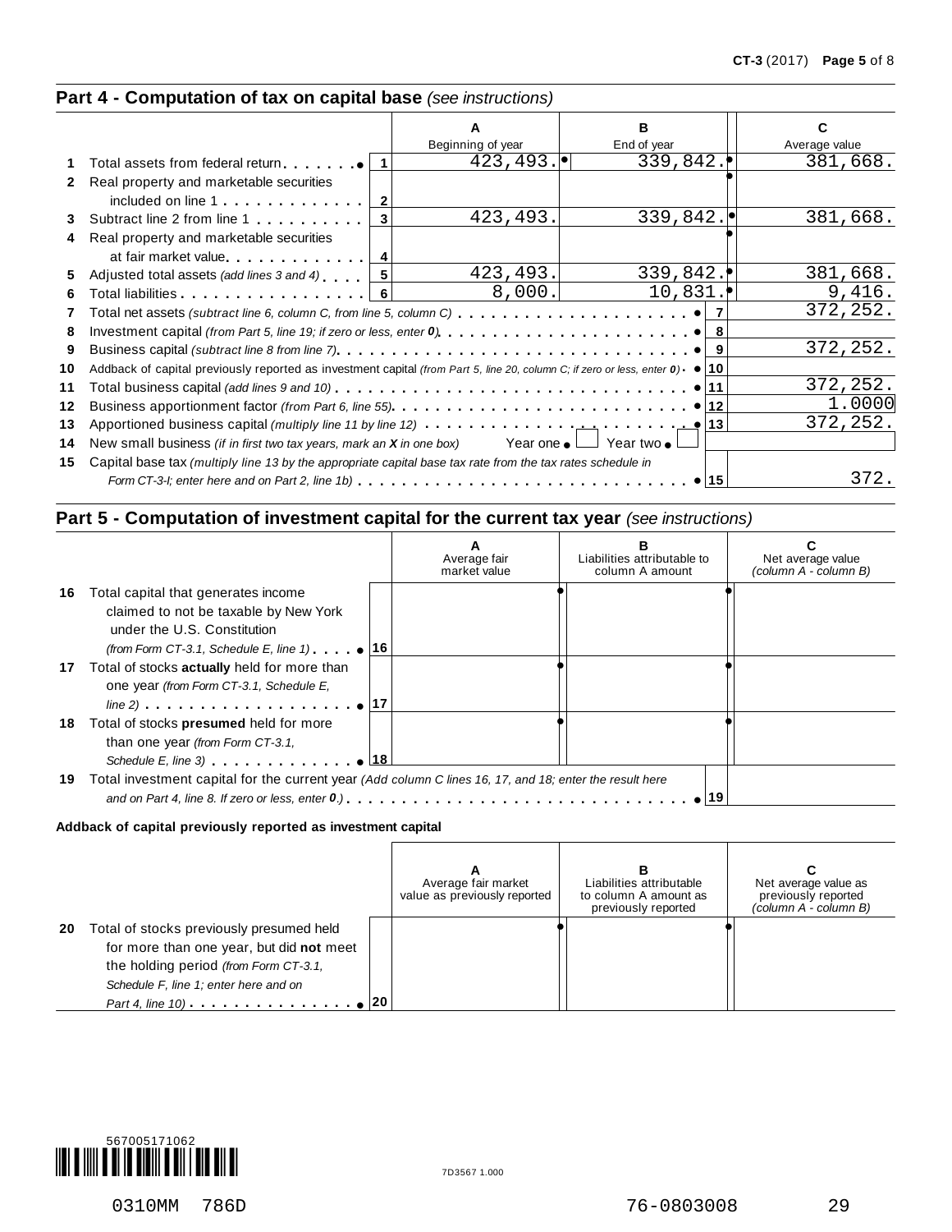## Part 4 - Computation of tax on capital base *(see instructions)*

| | | | A<br>Beginning of year | B<br>End of year | C<br>Average value |
|---|---|---|---|---|---|
| 1 | Total assets from federal return | 1 | 423,493. | 339,842. | 381,668. |
| 2 | Real property and marketable securities included on line 1 | 2 | | | |
| 3 | Subtract line 2 from line 1 | 3 | 423,493. | 339,842. | 381,668. |
| 4 | Real property and marketable securities at fair market value | 4 | | | |
| 5 | Adjusted total assets *(add lines 3 and 4)* | 5 | 423,493. | 339,842. | 381,668. |
| 6 | Total liabilities | 6 | 8,000. | 10,831. | 9,416. |

| | | | |
|---|---|---|---|
| 7 | Total net assets *(subtract line 6, column C, from line 5, column C)* | 7 | 372,252. |
| 8 | Investment capital *(from Part 5, line 19; if zero or less, enter 0)* | 8 | |
| 9 | Business capital *(subtract line 8 from line 7)* | 9 | 372,252. |
| 10 | Addback of capital previously reported as investment capital *(from Part 5, line 20, column C; if zero or less, enter 0)* | 10 | |
| 11 | Total business capital *(add lines 9 and 10)* | 11 | 372,252. |
| 12 | Business apportionment factor *(from Part 6, line 55)* | 12 | 1.0000 |
| 13 | Apportioned business capital *(multiply line 11 by line 12)* | 13 | 372,252. |
| 14 | New small business *(if in first two tax years, mark an X in one box)* Year one ☐ Year two ☐ | | |
| 15 | Capital base tax *(multiply line 13 by the appropriate capital base tax rate from the tax rates schedule in Form CT-3-I; enter here and on Part 2, line 1b)* | 15 | 372. |

## Part 5 - Computation of investment capital for the current tax year *(see instructions)*

| | | | A<br>Average fair market value | B<br>Liabilities attributable to column A amount | C<br>Net average value *(column A - column B)* |
|---|---|---|---|---|---|
| 16 | Total capital that generates income claimed to not be taxable by New York under the U.S. Constitution *(from Form CT-3.1, Schedule E, line 1)* | 16 | | | |
| 17 | Total of stocks **actually** held for more than one year *(from Form CT-3.1, Schedule E, line 2)* | 17 | | | |
| 18 | Total of stocks **presumed** held for more than one year *(from Form CT-3.1, Schedule E, line 3)* | 18 | | | |
| 19 | Total investment capital for the current year *(Add column C lines 16, 17, and 18; enter the result here and on Part 4, line 8. If zero or less, enter 0.)* | 19 | | | |

**Addback of capital previously reported as investment capital**

| | | | A<br>Average fair market value as previously reported | B<br>Liabilities attributable to column A amount as previously reported | C<br>Net average value as previously reported *(column A - column B)* |
|---|---|---|---|---|---|
| 20 | Total of stocks previously presumed held for more than one year, but did **not** meet the holding period *(from Form CT-3.1, Schedule F, line 1; enter here and on Part 4, line 10)* | 20 | | | |

567005171062

7D3567 1.000

0310MM 786D 76-0803008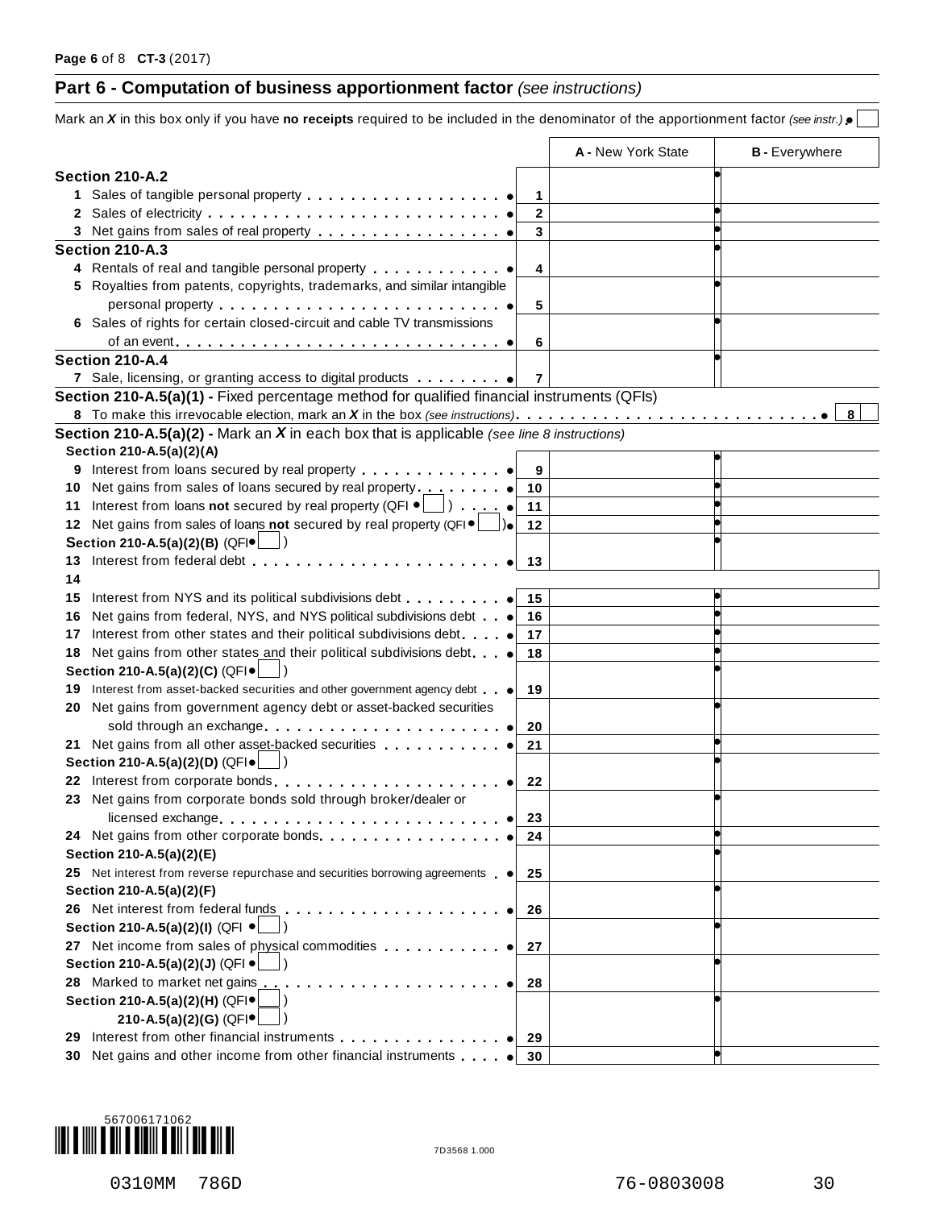## Part 6 - Computation of business apportionment factor *(see instructions)*

Mark an ***X*** in this box only if you have **no receipts** required to be included in the denominator of the apportionment factor *(see instr.)* ☐

| | | A - New York State | B - Everywhere |
|---|---|---|---|
| **Section 210-A.2** | | | |
| 1 Sales of tangible personal property | 1 | | |
| 2 Sales of electricity | 2 | | |
| 3 Net gains from sales of real property | 3 | | |
| **Section 210-A.3** | | | |
| 4 Rentals of real and tangible personal property | 4 | | |
| 5 Royalties from patents, copyrights, trademarks, and similar intangible personal property | 5 | | |
| 6 Sales of rights for certain closed-circuit and cable TV transmissions of an event | 6 | | |
| **Section 210-A.4** | | | |
| 7 Sale, licensing, or granting access to digital products | 7 | | |

**Section 210-A.5(a)(1) -** Fixed percentage method for qualified financial instruments (QFIs)

8 To make this irrevocable election, mark an ***X*** in the box *(see instructions)* ..... 8 ☐

**Section 210-A.5(a)(2) -** Mark an ***X*** in each box that is applicable *(see line 8 instructions)*

| | | A - New York State | B - Everywhere |
|---|---|---|---|
| **Section 210-A.5(a)(2)(A)** | | | |
| 9 Interest from loans secured by real property | 9 | | |
| 10 Net gains from sales of loans secured by real property | 10 | | |
| 11 Interest from loans **not** secured by real property (QFI ☐) | 11 | | |
| 12 Net gains from sales of loans **not** secured by real property (QFI ☐) | 12 | | |
| **Section 210-A.5(a)(2)(B)** (QFI ☐) | | | |
| 13 Interest from federal debt | 13 | | |
| 14 | | | |
| 15 Interest from NYS and its political subdivisions debt | 15 | | |
| 16 Net gains from federal, NYS, and NYS political subdivisions debt | 16 | | |
| 17 Interest from other states and their political subdivisions debt | 17 | | |
| 18 Net gains from other states and their political subdivisions debt | 18 | | |
| **Section 210-A.5(a)(2)(C)** (QFI ☐) | | | |
| 19 Interest from asset-backed securities and other government agency debt | 19 | | |
| 20 Net gains from government agency debt or asset-backed securities sold through an exchange | 20 | | |
| 21 Net gains from all other asset-backed securities | 21 | | |
| **Section 210-A.5(a)(2)(D)** (QFI ☐) | | | |
| 22 Interest from corporate bonds | 22 | | |
| 23 Net gains from corporate bonds sold through broker/dealer or licensed exchange | 23 | | |
| 24 Net gains from other corporate bonds | 24 | | |
| **Section 210-A.5(a)(2)(E)** | | | |
| 25 Net interest from reverse repurchase and securities borrowing agreements | 25 | | |
| **Section 210-A.5(a)(2)(F)** | | | |
| 26 Net interest from federal funds | 26 | | |
| **Section 210-A.5(a)(2)(I)** (QFI ☐) | | | |
| 27 Net income from sales of physical commodities | 27 | | |
| **Section 210-A.5(a)(2)(J)** (QFI ☐) | | | |
| 28 Marked to market net gains | 28 | | |
| **Section 210-A.5(a)(2)(H)** (QFI ☐) **210-A.5(a)(2)(G)** (QFI ☐) | | | |
| 29 Interest from other financial instruments | 29 | | |
| 30 Net gains and other income from other financial instruments | 30 | | |

567006171062

7D3568 1.000

0310MM 786D 76-0803008 30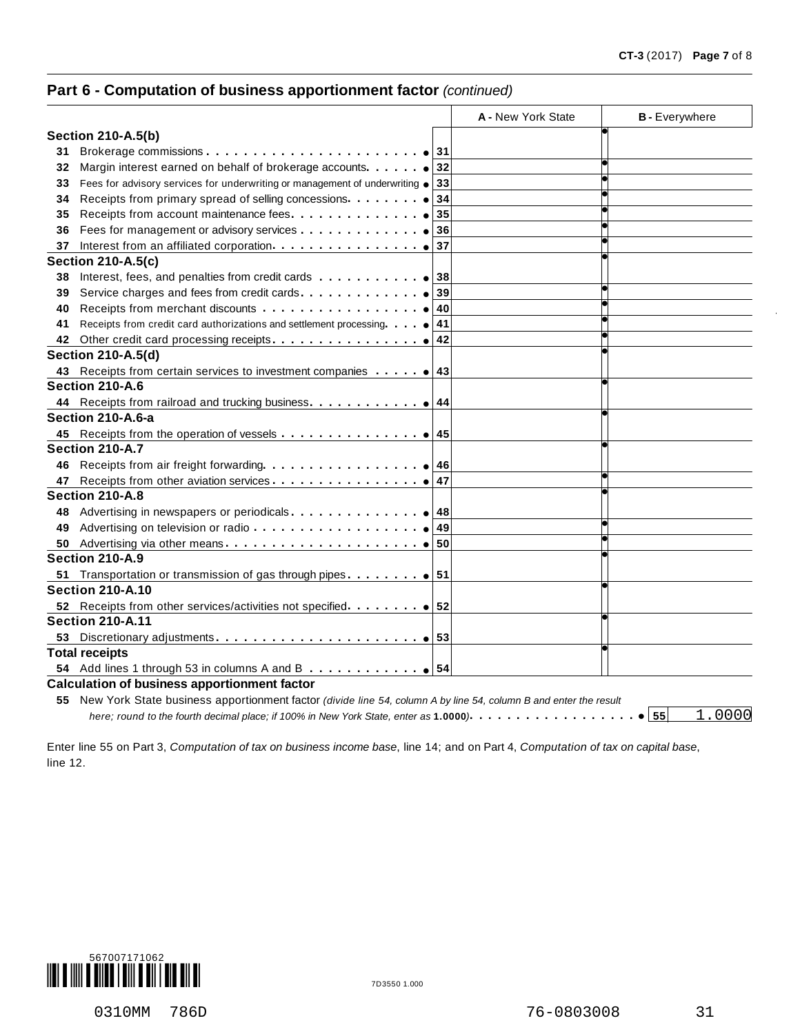## Part 6 - Computation of business apportionment factor *(continued)*

| | | A - New York State | B - Everywhere |
|---|---|---|---|
| **Section 210-A.5(b)** | | | |
| 31 Brokerage commissions | 31 | | |
| 32 Margin interest earned on behalf of brokerage accounts | 32 | | |
| 33 Fees for advisory services for underwriting or management of underwriting | 33 | | |
| 34 Receipts from primary spread of selling concessions | 34 | | |
| 35 Receipts from account maintenance fees | 35 | | |
| 36 Fees for management or advisory services | 36 | | |
| 37 Interest from an affiliated corporation | 37 | | |
| **Section 210-A.5(c)** | | | |
| 38 Interest, fees, and penalties from credit cards | 38 | | |
| 39 Service charges and fees from credit cards | 39 | | |
| 40 Receipts from merchant discounts | 40 | | |
| 41 Receipts from credit card authorizations and settlement processing | 41 | | |
| 42 Other credit card processing receipts | 42 | | |
| **Section 210-A.5(d)** | | | |
| 43 Receipts from certain services to investment companies | 43 | | |
| **Section 210-A.6** | | | |
| 44 Receipts from railroad and trucking business | 44 | | |
| **Section 210-A.6-a** | | | |
| 45 Receipts from the operation of vessels | 45 | | |
| **Section 210-A.7** | | | |
| 46 Receipts from air freight forwarding | 46 | | |
| 47 Receipts from other aviation services | 47 | | |
| **Section 210-A.8** | | | |
| 48 Advertising in newspapers or periodicals | 48 | | |
| 49 Advertising on television or radio | 49 | | |
| 50 Advertising via other means | 50 | | |
| **Section 210-A.9** | | | |
| 51 Transportation or transmission of gas through pipes | 51 | | |
| **Section 210-A.10** | | | |
| 52 Receipts from other services/activities not specified | 52 | | |
| **Section 210-A.11** | | | |
| 53 Discretionary adjustments | 53 | | |
| **Total receipts** | | | |
| 54 Add lines 1 through 53 in columns A and B | 54 | | |

**Calculation of business apportionment factor**

55 New York State business apportionment factor *(divide line 54, column A by line 54, column B and enter the result here; round to the fourth decimal place; if 100% in New York State, enter as* **1.0000***)* ..... 55 1.0000

Enter line 55 on Part 3, *Computation of tax on business income base*, line 14; and on Part 4, *Computation of tax on capital base*, line 12.

567007171062

7D3550 1.000

0310MM 786D 76-0803008 31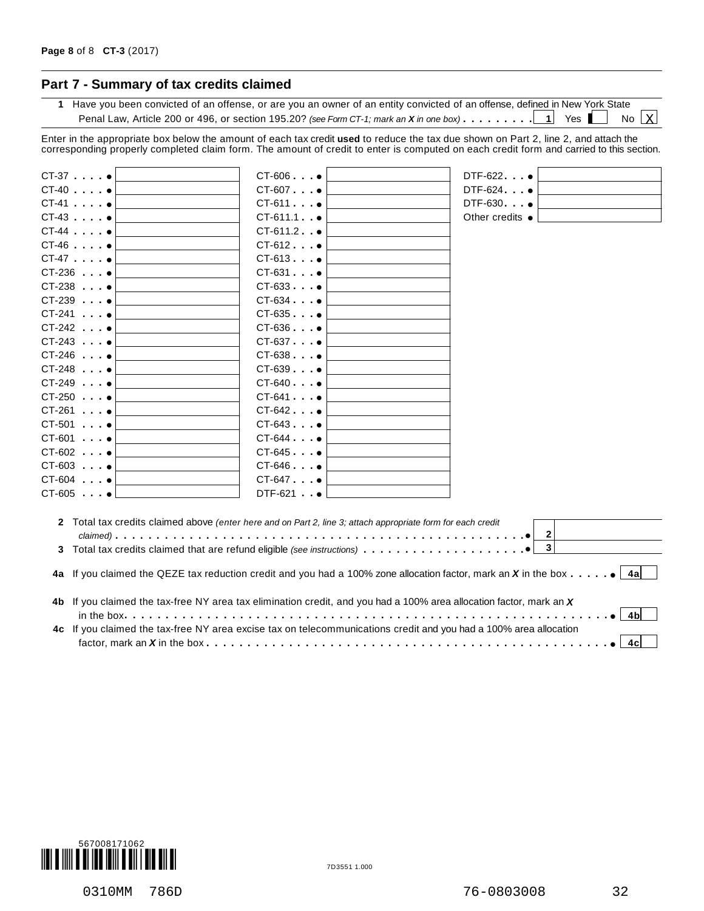## Part 7 - Summary of tax credits claimed

**1** Have you been convicted of an offense, or are you an owner of an entity convicted of an offense, defined in New York State Penal Law, Article 200 or 496, or section 195.20? *(see Form CT-1; mark an X in one box)* . . . . . . . . **1** Yes ☐ No ☒

Enter in the appropriate box below the amount of each tax credit **used** to reduce the tax due shown on Part 2, line 2, and attach the corresponding properly completed claim form. The amount of credit to enter is computed on each credit form and carried to this section.

| Form | Amount | Form | Amount | Form | Amount |
|---|---|---|---|---|---|
| CT-37 | | CT-606 | | DTF-622 | |
| CT-40 | | CT-607 | | DTF-624 | |
| CT-41 | | CT-611 | | DTF-630 | |
| CT-43 | | CT-611.1 | | Other credits | |
| CT-44 | | CT-611.2 | | | |
| CT-46 | | CT-612 | | | |
| CT-47 | | CT-613 | | | |
| CT-236 | | CT-631 | | | |
| CT-238 | | CT-633 | | | |
| CT-239 | | CT-634 | | | |
| CT-241 | | CT-635 | | | |
| CT-242 | | CT-636 | | | |
| CT-243 | | CT-637 | | | |
| CT-246 | | CT-638 | | | |
| CT-248 | | CT-639 | | | |
| CT-249 | | CT-640 | | | |
| CT-250 | | CT-641 | | | |
| CT-261 | | CT-642 | | | |
| CT-501 | | CT-643 | | | |
| CT-601 | | CT-644 | | | |
| CT-602 | | CT-645 | | | |
| CT-603 | | CT-646 | | | |
| CT-604 | | CT-647 | | | |
| CT-605 | | DTF-621 | | | |

**2** Total tax credits claimed above *(enter here and on Part 2, line 3; attach appropriate form for each credit claimed)* . . . . . . . . **2**

**3** Total tax credits claimed that are refund eligible *(see instructions)* . . . . . . . . **3**

**4a** If you claimed the QEZE tax reduction credit and you had a 100% zone allocation factor, mark an ***X*** in the box . . . . . **4a** ☐

**4b** If you claimed the tax-free NY area tax elimination credit, and you had a 100% area allocation factor, mark an ***X*** in the box. . . . . . . . **4b** ☐

**4c** If you claimed the tax-free NY area excise tax on telecommunications credit and you had a 100% area allocation factor, mark an ***X*** in the box . . . . . . . . **4c** ☐

567008171062

7D3551 1.000

0310MM 786D 76-0803008 32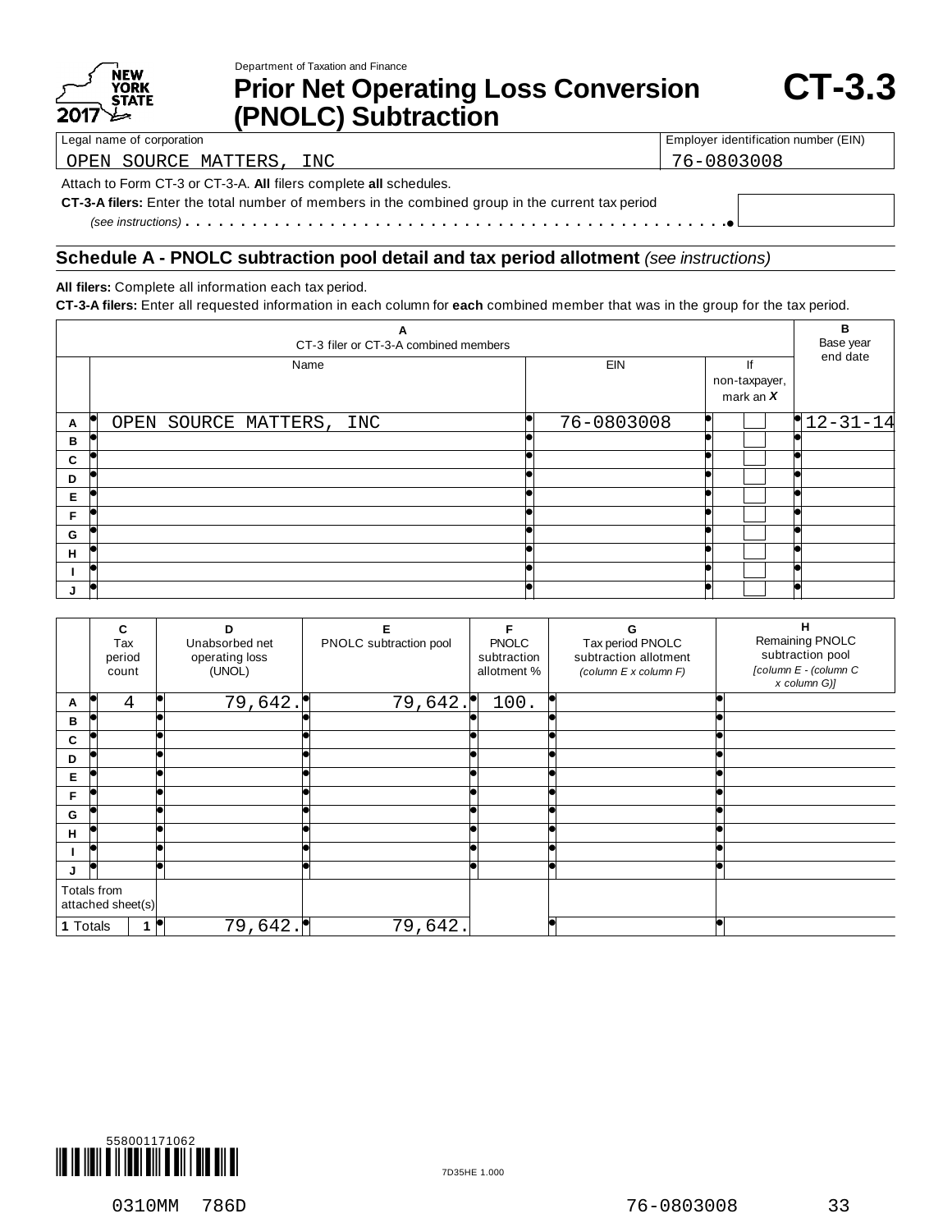Department of Taxation and Finance

# Prior Net Operating Loss Conversion (PNOLC) Subtraction

**CT-3.3**

NEW YORK STATE 2017

| Legal name of corporation | Employer identification number (EIN) |
|---|---|
| OPEN SOURCE MATTERS, INC | 76-0803008 |

Attach to Form CT-3 or CT-3-A. **All** filers complete **all** schedules.

**CT-3-A filers:** Enter the total number of members in the combined group in the current tax period *(see instructions)* . . . . . . . . . . . . . . . . . . . . . . . . . . . . . . . . . . . . . . . . . . . . . .

## Schedule A - PNOLC subtraction pool detail and tax period allotment *(see instructions)*

**All filers:** Complete all information each tax period.

**CT-3-A filers:** Enter all requested information in each column for **each** combined member that was in the group for the tax period.

| | A CT-3 filer or CT-3-A combined members | | | B Base year end date |
|---|---|---|---|---|
| | Name | EIN | If non-taxpayer, mark an *X* | |
| A | OPEN SOURCE MATTERS, INC | 76-0803008 | | 12-31-14 |
| B | | | | |
| C | | | | |
| D | | | | |
| E | | | | |
| F | | | | |
| G | | | | |
| H | | | | |
| I | | | | |
| J | | | | |

| | C Tax period count | D Unabsorbed net operating loss (UNOL) | E PNOLC subtraction pool | F PNOLC subtraction allotment % | G Tax period PNOLC subtraction allotment *(column E x column F)* | H Remaining PNOLC subtraction pool *[column E - (column C x column G)]* |
|---|---|---|---|---|---|---|
| A | 4 | 79,642. | 79,642. | 100. | | |
| B | | | | | | |
| C | | | | | | |
| D | | | | | | |
| E | | | | | | |
| F | | | | | | |
| G | | | | | | |
| H | | | | | | |
| I | | | | | | |
| J | | | | | | |
| Totals from attached sheet(s) | | | | | | |
| **1** Totals | **1** | 79,642. | 79,642. | | | |

558001171062

7D35HE 1.000

0310MM 786D 76-0803008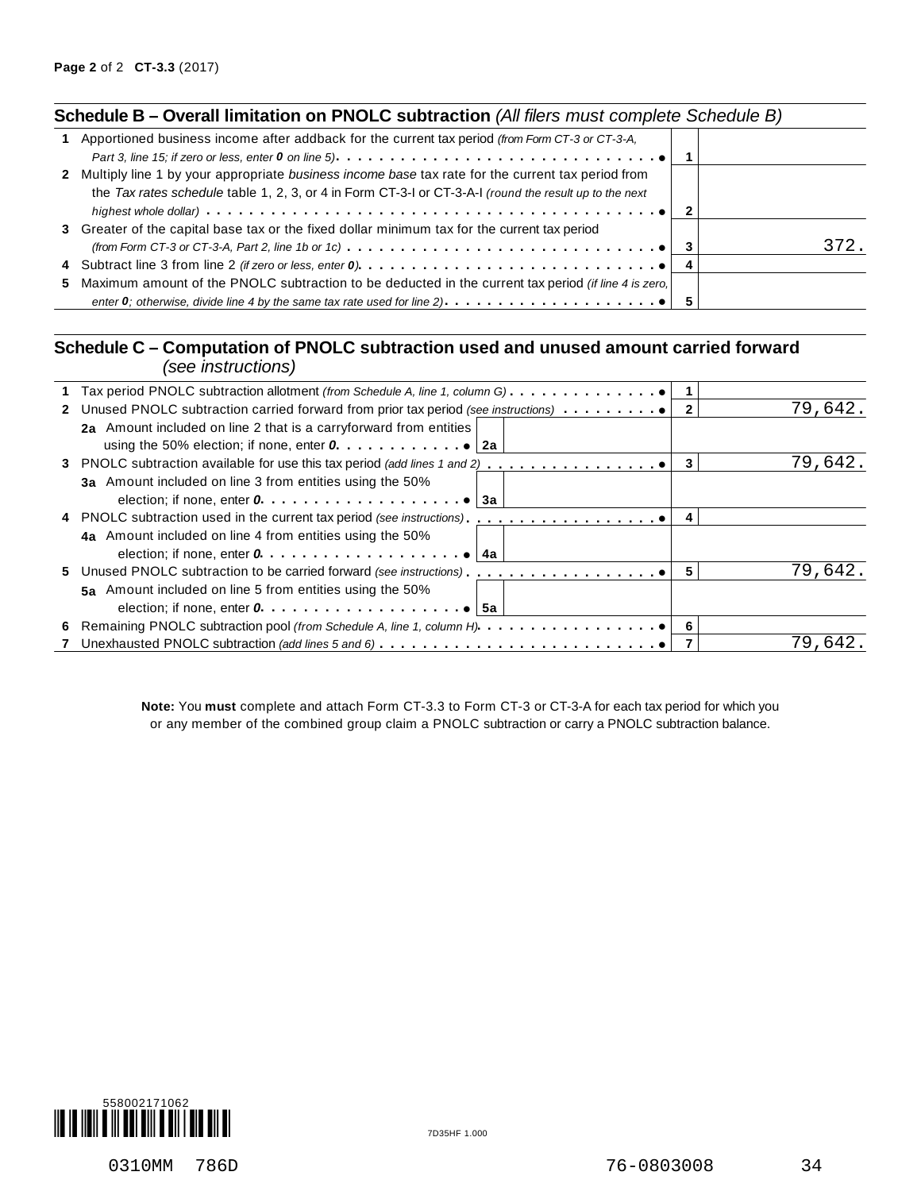## Schedule B – Overall limitation on PNOLC subtraction *(All filers must complete Schedule B)*

| | Description | Line | Amount |
|---|---|---|---|
| 1 | Apportioned business income after addback for the current tax period *(from Form CT-3 or CT-3-A, Part 3, line 15; if zero or less, enter **0** on line 5)* | 1 | |
| 2 | Multiply line 1 by your appropriate *business income base* tax rate for the current tax period from the *Tax rates schedule* table 1, 2, 3, or 4 in Form CT-3-I or CT-3-A-I *(round the result up to the next highest whole dollar)* | 2 | |
| 3 | Greater of the capital base tax or the fixed dollar minimum tax for the current tax period *(from Form CT-3 or CT-3-A, Part 2, line 1b or 1c)* | 3 | 372. |
| 4 | Subtract line 3 from line 2 *(if zero or less, enter **0**)* | 4 | |
| 5 | Maximum amount of the PNOLC subtraction to be deducted in the current tax period *(if line 4 is zero, enter **0**; otherwise, divide line 4 by the same tax rate used for line 2)* | 5 | |

## Schedule C – Computation of PNOLC subtraction used and unused amount carried forward *(see instructions)*

| | Description | Sub-line | Sub-amount | Line | Amount |
|---|---|---|---|---|---|
| 1 | Tax period PNOLC subtraction allotment *(from Schedule A, line 1, column G)* | | | 1 | |
| 2 | Unused PNOLC subtraction carried forward from prior tax period *(see instructions)* | | | 2 | 79,642. |
| 2a | Amount included on line 2 that is a carryforward from entities using the 50% election; if none, enter ***0*** | 2a | | | |
| 3 | PNOLC subtraction available for use this tax period *(add lines 1 and 2)* | | | 3 | 79,642. |
| 3a | Amount included on line 3 from entities using the 50% election; if none, enter ***0*** | 3a | | | |
| 4 | PNOLC subtraction used in the current tax period *(see instructions)* | | | 4 | |
| 4a | Amount included on line 4 from entities using the 50% election; if none, enter ***0*** | 4a | | | |
| 5 | Unused PNOLC subtraction to be carried forward *(see instructions)* | | | 5 | 79,642. |
| 5a | Amount included on line 5 from entities using the 50% election; if none, enter ***0*** | 5a | | | |
| 6 | Remaining PNOLC subtraction pool *(from Schedule A, line 1, column H)* | | | 6 | |
| 7 | Unexhausted PNOLC subtraction *(add lines 5 and 6)* | | | 7 | 79,642. |

**Note:** You **must** complete and attach Form CT-3.3 to Form CT-3 or CT-3-A for each tax period for which you or any member of the combined group claim a PNOLC subtraction or carry a PNOLC subtraction balance.

558002171062

7D35HF 1.000

0310MM 786D 76-0803008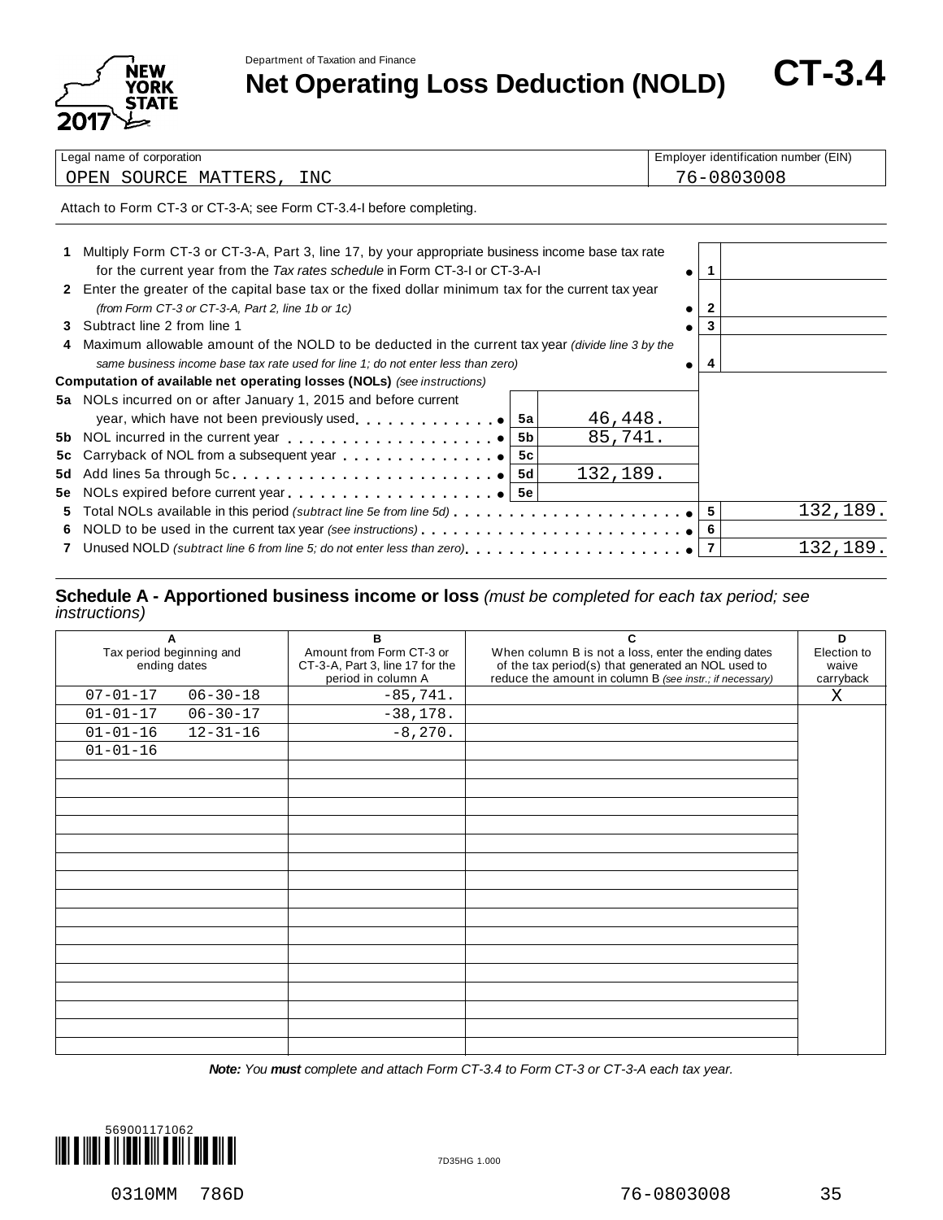Department of Taxation and Finance

# Net Operating Loss Deduction (NOLD) — CT-3.4

New York State 2017

| Legal name of corporation | Employer identification number (EIN) |
|---|---|
| OPEN SOURCE MATTERS, INC | 76-0803008 |

Attach to Form CT-3 or CT-3-A; see Form CT-3.4-I before completing.

| Line | Description | | | | Box | Amount |
|---|---|---|---|---|---|---|
| 1 | Multiply Form CT-3 or CT-3-A, Part 3, line 17, by your appropriate business income base tax rate for the current year from the *Tax rates schedule* in Form CT-3-I or CT-3-A-I | | | | 1 | |
| 2 | Enter the greater of the capital base tax or the fixed dollar minimum tax for the current tax year *(from Form CT-3 or CT-3-A, Part 2, line 1b or 1c)* | | | | 2 | |
| 3 | Subtract line 2 from line 1 | | | | 3 | |
| 4 | Maximum allowable amount of the NOLD to be deducted in the current tax year *(divide line 3 by the same business income base tax rate used for line 1; do not enter less than zero)* | | | | 4 | |
| | **Computation of available net operating losses (NOLs)** *(see instructions)* | | | | | |
| 5a | NOLs incurred on or after January 1, 2015 and before current year, which have not been previously used | 5a | 46,448. | | | |
| 5b | NOL incurred in the current year | 5b | 85,741. | | | |
| 5c | Carryback of NOL from a subsequent year | 5c | | | | |
| 5d | Add lines 5a through 5c | 5d | 132,189. | | | |
| 5e | NOLs expired before current year | 5e | | | | |
| 5 | Total NOLs available in this period *(subtract line 5e from line 5d)* | | | | 5 | 132,189. |
| 6 | NOLD to be used in the current tax year *(see instructions)* | | | | 6 | |
| 7 | Unused NOLD *(subtract line 6 from line 5; do not enter less than zero)* | | | | 7 | 132,189. |

## Schedule A - Apportioned business income or loss *(must be completed for each tax period; see instructions)*

| A<br>Tax period beginning and ending dates | | B<br>Amount from Form CT-3 or CT-3-A, Part 3, line 17 for the period in column A | C<br>When column B is not a loss, enter the ending dates of the tax period(s) that generated an NOL used to reduce the amount in column B *(see instr.; if necessary)* | D<br>Election to waive carryback |
|---|---|---|---|---|
| 07-01-17 | 06-30-18 | -85,741. | | X |
| 01-01-17 | 06-30-17 | -38,178. | | |
| 01-01-16 | 12-31-16 | -8,270. | | |
| 01-01-16 | | | | |
| | | | | |
| | | | | |
| | | | | |
| | | | | |
| | | | | |
| | | | | |
| | | | | |
| | | | | |
| | | | | |
| | | | | |
| | | | | |
| | | | | |
| | | | | |
| | | | | |
| | | | | |
| | | | | |

***Note:*** *You **must** complete and attach Form CT-3.4 to Form CT-3 or CT-3-A each tax year.*

569001171062

7D35HG 1.000

0310MM 786D 76-0803008 35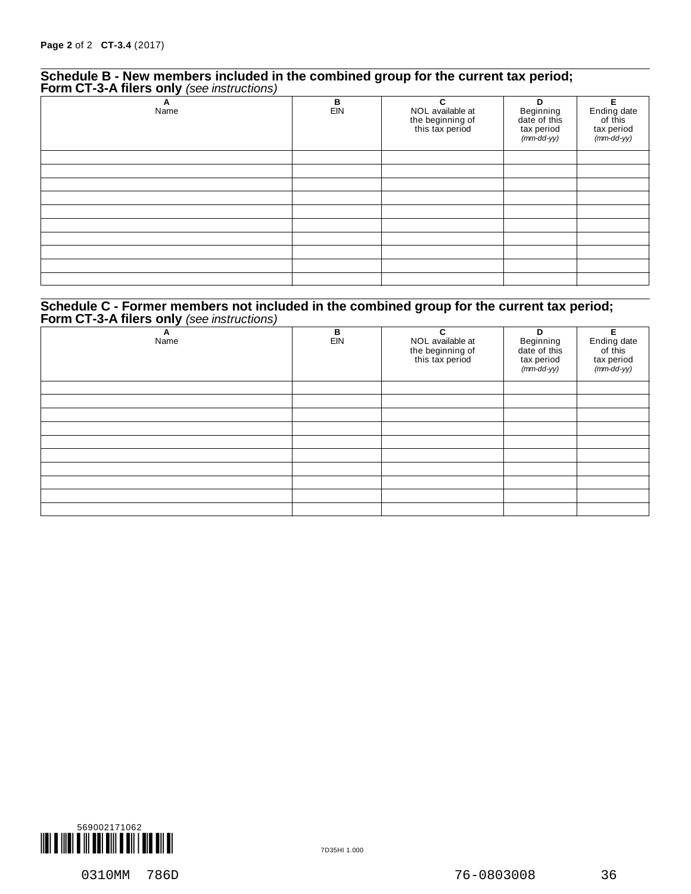## Schedule B - New members included in the combined group for the current tax period; Form CT-3-A filers only *(see instructions)*

| A<br>Name | B<br>EIN | C<br>NOL available at the beginning of this tax period | D<br>Beginning date of this tax period *(mm-dd-yy)* | E<br>Ending date of this tax period *(mm-dd-yy)* |
|---|---|---|---|---|
| | | | | |
| | | | | |
| | | | | |
| | | | | |
| | | | | |
| | | | | |
| | | | | |
| | | | | |
| | | | | |
| | | | | |

## Schedule C - Former members not included in the combined group for the current tax period; Form CT-3-A filers only *(see instructions)*

| A<br>Name | B<br>EIN | C<br>NOL available at the beginning of this tax period | D<br>Beginning date of this tax period *(mm-dd-yy)* | E<br>Ending date of this tax period *(mm-dd-yy)* |
|---|---|---|---|---|
| | | | | |
| | | | | |
| | | | | |
| | | | | |
| | | | | |
| | | | | |
| | | | | |
| | | | | |
| | | | | |
| | | | | |

569002171062

7D35HI 1.000

0310MM 786D 76-0803008 36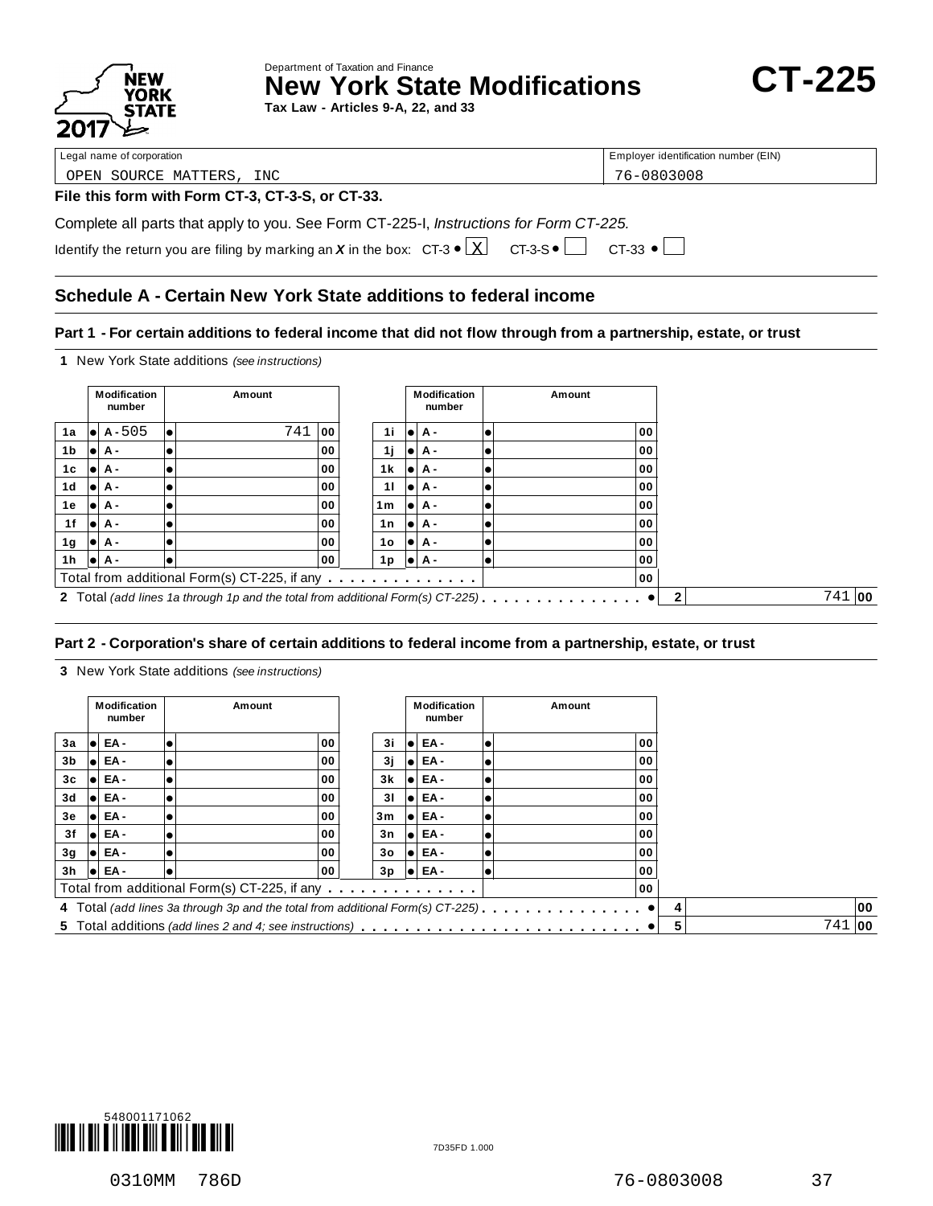Department of Taxation and Finance

# New York State Modifications

**CT-225**

**Tax Law - Articles 9-A, 22, and 33**

2017

| Legal name of corporation | Employer identification number (EIN) |
|---|---|
| OPEN SOURCE MATTERS, INC | 76-0803008 |

**File this form with Form CT-3, CT-3-S, or CT-33.**

Complete all parts that apply to you. See Form CT-225-I, *Instructions for Form CT-225.*

Identify the return you are filing by marking an ***X*** in the box: CT-3 ● [X] CT-3-S ● [ ] CT-33 ● [ ]

## Schedule A - Certain New York State additions to federal income

### Part 1 - For certain additions to federal income that did not flow through from a partnership, estate, or trust

**1** New York State additions *(see instructions)*

| | Modification number | Amount | | | Modification number | Amount |
|---|---|---|---|---|---|---|
| 1a | ● A-505 | ● 741 00 | | 1i | ● A - | ● 00 |
| 1b | ● A - | ● 00 | | 1j | ● A - | ● 00 |
| 1c | ● A - | ● 00 | | 1k | ● A - | ● 00 |
| 1d | ● A - | ● 00 | | 1l | ● A - | ● 00 |
| 1e | ● A - | ● 00 | | 1m | ● A - | ● 00 |
| 1f | ● A - | ● 00 | | 1n | ● A - | ● 00 |
| 1g | ● A - | ● 00 | | 1o | ● A - | ● 00 |
| 1h | ● A - | ● 00 | | 1p | ● A - | ● 00 |
| Total from additional Form(s) CT-225, if any | | | | | | 00 |

**2** Total *(add lines 1a through 1p and the total from additional Form(s) CT-225)* . . . . . ● **2** 741 00

### Part 2 - Corporation's share of certain additions to federal income from a partnership, estate, or trust

**3** New York State additions *(see instructions)*

| | Modification number | Amount | | | Modification number | Amount |
|---|---|---|---|---|---|---|
| 3a | ● EA - | ● 00 | | 3i | ● EA - | ● 00 |
| 3b | ● EA - | ● 00 | | 3j | ● EA - | ● 00 |
| 3c | ● EA - | ● 00 | | 3k | ● EA - | ● 00 |
| 3d | ● EA - | ● 00 | | 3l | ● EA - | ● 00 |
| 3e | ● EA - | ● 00 | | 3m | ● EA - | ● 00 |
| 3f | ● EA - | ● 00 | | 3n | ● EA - | ● 00 |
| 3g | ● EA - | ● 00 | | 3o | ● EA - | ● 00 |
| 3h | ● EA - | ● 00 | | 3p | ● EA - | ● 00 |
| Total from additional Form(s) CT-225, if any | | | | | | 00 |

**4** Total *(add lines 3a through 3p and the total from additional Form(s) CT-225)* . . . . . ● **4** 00

**5** Total additions *(add lines 2 and 4; see instructions)* . . . . . ● **5** 741 00

548001171062

7D35FD 1.000

0310MM 786D 76-0803008 37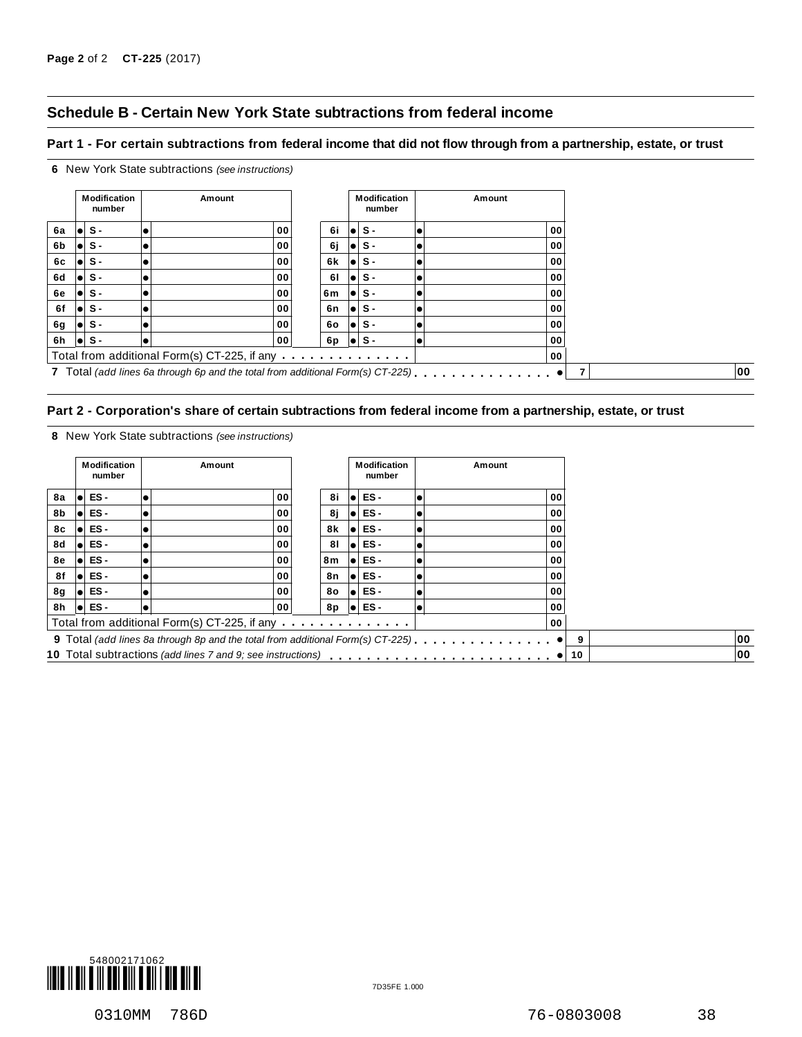## Schedule B - Certain New York State subtractions from federal income

### Part 1 - For certain subtractions from federal income that did not flow through from a partnership, estate, or trust

**6** New York State subtractions *(see instructions)*

| | Modification number | Amount | | | Modification number | Amount |
|---|---|---|---|---|---|---|
| 6a | S - | 00 | | 6i | S - | 00 |
| 6b | S - | 00 | | 6j | S - | 00 |
| 6c | S - | 00 | | 6k | S - | 00 |
| 6d | S - | 00 | | 6l | S - | 00 |
| 6e | S - | 00 | | 6m | S - | 00 |
| 6f | S - | 00 | | 6n | S - | 00 |
| 6g | S - | 00 | | 6o | S - | 00 |
| 6h | S - | 00 | | 6p | S - | 00 |
| Total from additional Form(s) CT-225, if any | | | | | | 00 |

**7** Total *(add lines 6a through 6p and the total from additional Form(s) CT-225)* . . . . . . . . . . . . . . ● **7** 00

### Part 2 - Corporation's share of certain subtractions from federal income from a partnership, estate, or trust

**8** New York State subtractions *(see instructions)*

| | Modification number | Amount | | | Modification number | Amount |
|---|---|---|---|---|---|---|
| 8a | ES - | 00 | | 8i | ES - | 00 |
| 8b | ES - | 00 | | 8j | ES - | 00 |
| 8c | ES - | 00 | | 8k | ES - | 00 |
| 8d | ES - | 00 | | 8l | ES - | 00 |
| 8e | ES - | 00 | | 8m | ES - | 00 |
| 8f | ES - | 00 | | 8n | ES - | 00 |
| 8g | ES - | 00 | | 8o | ES - | 00 |
| 8h | ES - | 00 | | 8p | ES - | 00 |
| Total from additional Form(s) CT-225, if any | | | | | | 00 |

**9** Total *(add lines 8a through 8p and the total from additional Form(s) CT-225)* . . . . . . . . . . . . . . ● **9** 00

**10** Total subtractions *(add lines 7 and 9; see instructions)* . . . . . . . . . . . . . . . . . . . . . . ● **10** 00

548002171062

7D35FE 1.000

0310MM 786D 76-0803008 38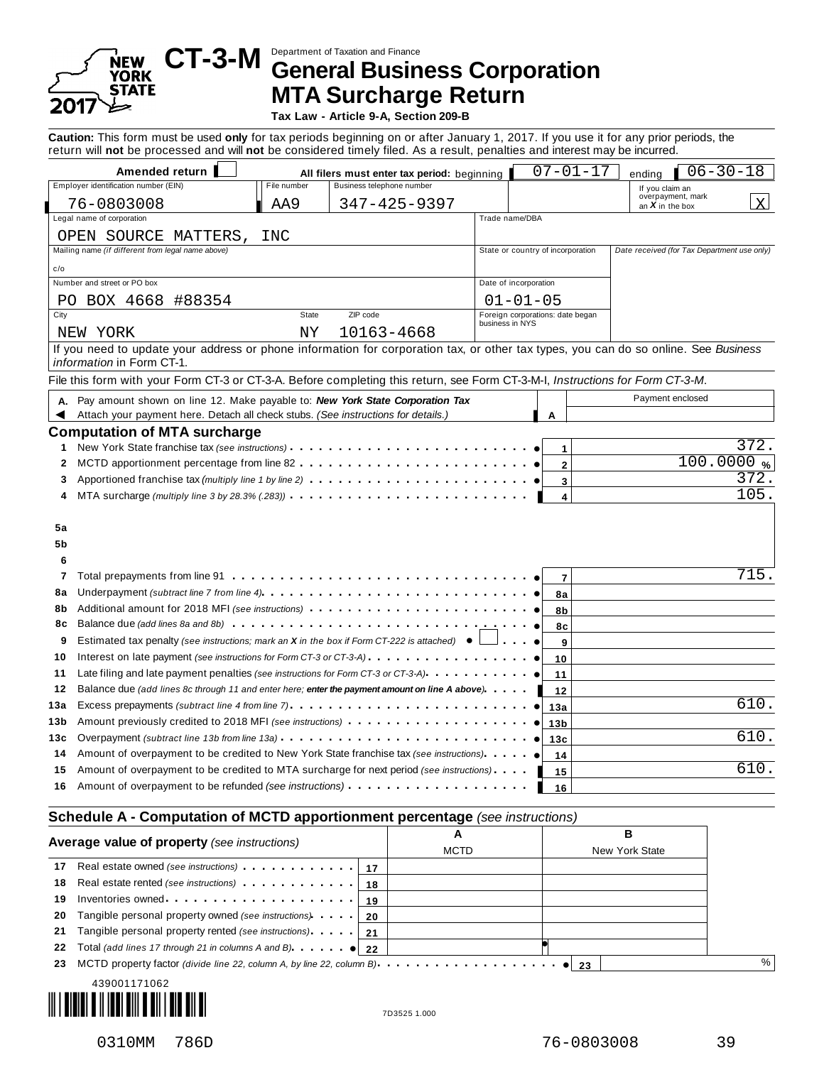# CT-3-M

Department of Taxation and Finance

## General Business Corporation MTA Surcharge Return

**Tax Law - Article 9-A, Section 209-B**

NEW YORK STATE 2017

**Caution:** This form must be used **only** for tax periods beginning on or after January 1, 2017. If you use it for any prior periods, the return will **not** be processed and will **not** be considered timely filed. As a result, penalties and interest may be incurred.

Amended return ☐ **All filers must enter tax period:** beginning 07-01-17 ending 06-30-18

| Employer identification number (EIN) | File number | Business telephone number | If you claim an overpayment, mark an *X* in the box |
|---|---|---|---|
| 76-0803008 | AA9 | 347-425-9397 | X |

| Legal name of corporation | Trade name/DBA |
|---|---|
| OPEN SOURCE MATTERS, INC | |

| Mailing name *(if different from legal name above)* | State or country of incorporation | *Date received (for Tax Department use only)* |
|---|---|---|
| c/o | | |

| Number and street or PO box | Date of incorporation |
|---|---|
| PO BOX 4668 #88354 | 01-01-05 |

| City | State | ZIP code | Foreign corporations: date began business in NYS |
|---|---|---|---|
| NEW YORK | NY | 10163-4668 | |

If you need to update your address or phone information for corporation tax, or other tax types, you can do so online. See *Business information* in Form CT-1.

File this form with your Form CT-3 or CT-3-A. Before completing this return, see Form CT-3-M-I, *Instructions for Form CT-3-M*.

**A.** Pay amount shown on line 12. Make payable to: ***New York State Corporation Tax***
Attach your payment here. Detach all check stubs. *(See instructions for details.)*

| | Payment enclosed |
|---|---|
| A | |

## Computation of MTA surcharge

| Line | Description | Line | Amount |
|---|---|---|---|
| 1 | New York State franchise tax *(see instructions)* | 1 | 372. |
| 2 | MCTD apportionment percentage from line 82 | 2 | 100.0000 % |
| 3 | Apportioned franchise tax *(multiply line 1 by line 2)* | 3 | 372. |
| 4 | MTA surcharge *(multiply line 3 by 28.3% (.283))* | 4 | 105. |
| 5a | | | |
| 5b | | | |
| 6 | | | |
| 7 | Total prepayments from line 91 | 7 | 715. |
| 8a | Underpayment *(subtract line 7 from line 4)* | 8a | |
| 8b | Additional amount for 2018 MFI *(see instructions)* | 8b | |
| 8c | Balance due *(add lines 8a and 8b)* | 8c | |
| 9 | Estimated tax penalty *(see instructions; mark an X in the box if Form CT-222 is attached)* ☐ | 9 | |
| 10 | Interest on late payment *(see instructions for Form CT-3 or CT-3-A)* | 10 | |
| 11 | Late filing and late payment penalties *(see instructions for Form CT-3 or CT-3-A)* | 11 | |
| 12 | Balance due *(add lines 8c through 11 and enter here; **enter the payment amount on line A above**)* | 12 | |
| 13a | Excess prepayments *(subtract line 4 from line 7)* | 13a | 610. |
| 13b | Amount previously credited to 2018 MFI *(see instructions)* | 13b | |
| 13c | Overpayment *(subtract line 13b from line 13a)* | 13c | 610. |
| 14 | Amount of overpayment to be credited to New York State franchise tax *(see instructions)* | 14 | |
| 15 | Amount of overpayment to be credited to MTA surcharge for next period *(see instructions)* | 15 | 610. |
| 16 | Amount of overpayment to be refunded *(see instructions)* | 16 | |

## Schedule A - Computation of MCTD apportionment percentage *(see instructions)*

| **Average value of property** *(see instructions)* | Line | A MCTD | B New York State |
|---|---|---|---|
| 17 Real estate owned *(see instructions)* | 17 | | |
| 18 Real estate rented *(see instructions)* | 18 | | |
| 19 Inventories owned | 19 | | |
| 20 Tangible personal property owned *(see instructions)* | 20 | | |
| 21 Tangible personal property rented *(see instructions)* | 21 | | |
| 22 Total *(add lines 17 through 21 in columns A and B)* | 22 | | |

23 MCTD property factor *(divide line 22, column A, by line 22, column B)* 23 ______ %

439001171062

7D3525 1.000

0310MM 786D 76-0803008 39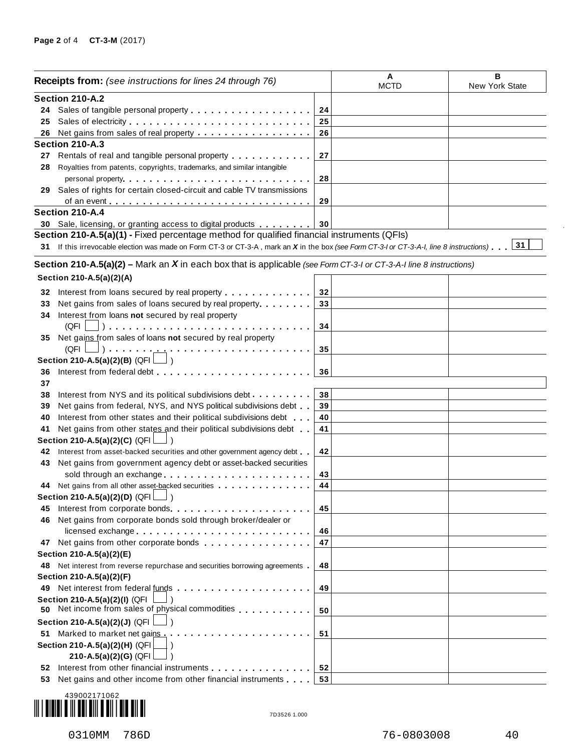| **Receipts from:** *(see instructions for lines 24 through 76)* | | A MCTD | B New York State |
|---|---|---|---|
| **Section 210-A.2** | | | |
| 24 Sales of tangible personal property | 24 | | |
| 25 Sales of electricity | 25 | | |
| 26 Net gains from sales of real property | 26 | | |
| **Section 210-A.3** | | | |
| 27 Rentals of real and tangible personal property | 27 | | |
| 28 Royalties from patents, copyrights, trademarks, and similar intangible personal property | 28 | | |
| 29 Sales of rights for certain closed-circuit and cable TV transmissions of an event | 29 | | |
| **Section 210-A.4** | | | |
| 30 Sale, licensing, or granting access to digital products | 30 | | |

**Section 210-A.5(a)(1) -** Fixed percentage method for qualified financial instruments (QFIs)

31 If this irrevocable election was made on Form CT-3 or CT-3-A , mark an *X* in the box *(see Form CT-3-I or CT-3-A-I, line 8 instructions)* . . . 31 ☐

**Section 210-A.5(a)(2) –** Mark an *X* in each box that is applicable *(see Form CT-3-I or CT-3-A-I line 8 instructions)*

| | | A MCTD | B New York State |
|---|---|---|---|
| **Section 210-A.5(a)(2)(A)** | | | |
| 32 Interest from loans secured by real property | 32 | | |
| 33 Net gains from sales of loans secured by real property | 33 | | |
| 34 Interest from loans **not** secured by real property (QFI ☐ ) | 34 | | |
| 35 Net gains from sales of loans **not** secured by real property (QFI ☐ ) | 35 | | |
| **Section 210-A.5(a)(2)(B)** (QFI ☐ ) | | | |
| 36 Interest from federal debt | 36 | | |
| 37 | | | |
| 38 Interest from NYS and its political subdivisions debt | 38 | | |
| 39 Net gains from federal, NYS, and NYS political subdivisions debt | 39 | | |
| 40 Interest from other states and their political subdivisions debt | 40 | | |
| 41 Net gains from other states and their political subdivisions debt | 41 | | |
| **Section 210-A.5(a)(2)(C)** (QFI ☐ ) | | | |
| 42 Interest from asset-backed securities and other government agency debt | 42 | | |
| 43 Net gains from government agency debt or asset-backed securities sold through an exchange | 43 | | |
| 44 Net gains from all other asset-backed securities | 44 | | |
| **Section 210-A.5(a)(2)(D)** (QFI ☐ ) | | | |
| 45 Interest from corporate bonds | 45 | | |
| 46 Net gains from corporate bonds sold through broker/dealer or licensed exchange | 46 | | |
| 47 Net gains from other corporate bonds | 47 | | |
| **Section 210-A.5(a)(2)(E)** | | | |
| 48 Net interest from reverse repurchase and securities borrowing agreements | 48 | | |
| **Section 210-A.5(a)(2)(F)** | | | |
| 49 Net interest from federal funds | 49 | | |
| **Section 210-A.5(a)(2)(I)** (QFI ☐ ) | | | |
| 50 Net income from sales of physical commodities | 50 | | |
| **Section 210-A.5(a)(2)(J)** (QFI ☐ ) | | | |
| 51 Marked to market net gains | 51 | | |
| **Section 210-A.5(a)(2)(H)** (QFI ☐ ) **210-A.5(a)(2)(G)** (QFI ☐ ) | | | |
| 52 Interest from other financial instruments | 52 | | |
| 53 Net gains and other income from other financial instruments | 53 | | |

439002171062

7D3526 1.000

0310MM 786D 76-0803008 40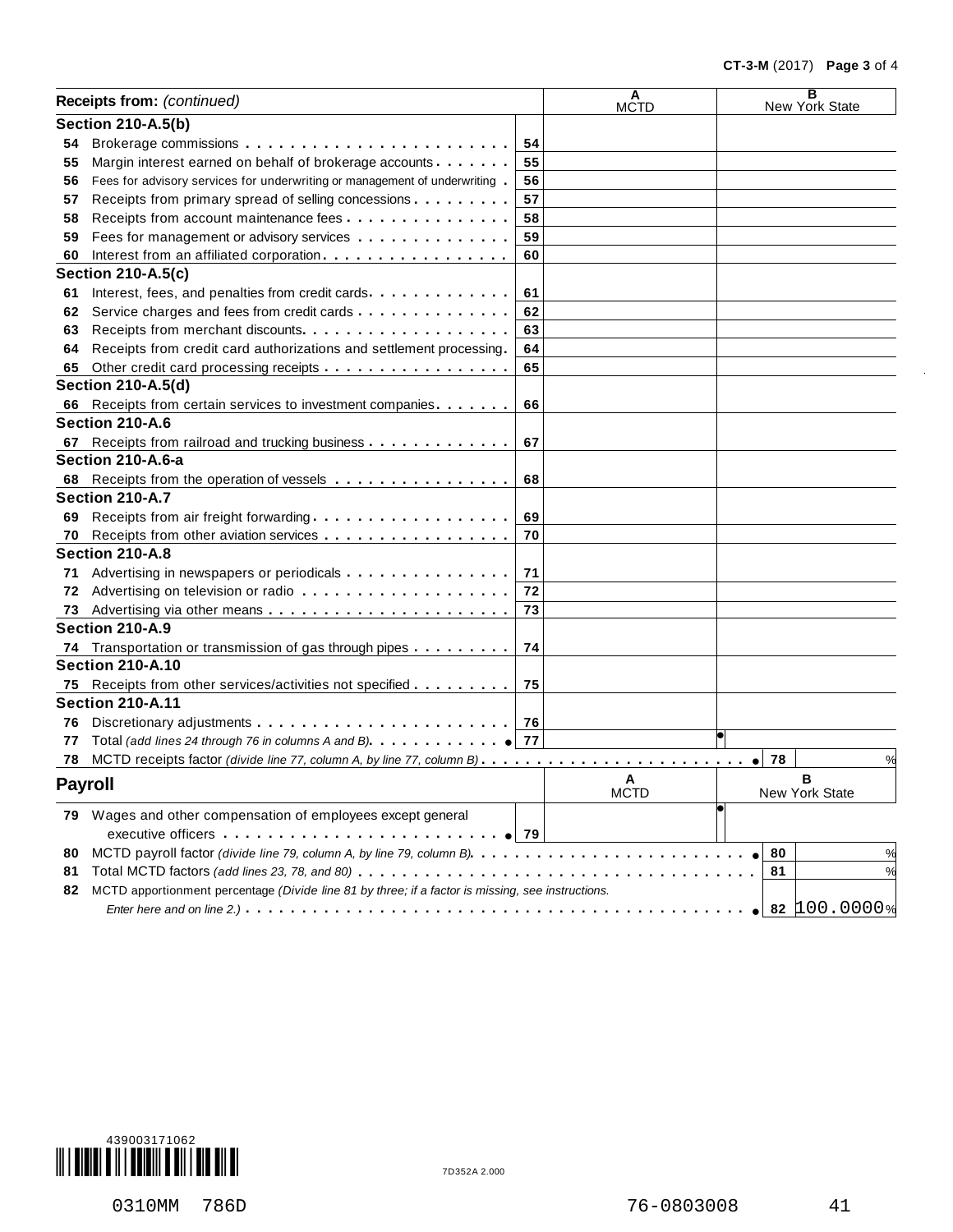| Receipts from: *(continued)* | | A MCTD | B New York State |
|---|---|---|---|
| **Section 210-A.5(b)** | | | |
| 54 Brokerage commissions | 54 | | |
| 55 Margin interest earned on behalf of brokerage accounts | 55 | | |
| 56 Fees for advisory services for underwriting or management of underwriting | 56 | | |
| 57 Receipts from primary spread of selling concessions | 57 | | |
| 58 Receipts from account maintenance fees | 58 | | |
| 59 Fees for management or advisory services | 59 | | |
| 60 Interest from an affiliated corporation | 60 | | |
| **Section 210-A.5(c)** | | | |
| 61 Interest, fees, and penalties from credit cards | 61 | | |
| 62 Service charges and fees from credit cards | 62 | | |
| 63 Receipts from merchant discounts | 63 | | |
| 64 Receipts from credit card authorizations and settlement processing | 64 | | |
| 65 Other credit card processing receipts | 65 | | |
| **Section 210-A.5(d)** | | | |
| 66 Receipts from certain services to investment companies | 66 | | |
| **Section 210-A.6** | | | |
| 67 Receipts from railroad and trucking business | 67 | | |
| **Section 210-A.6-a** | | | |
| 68 Receipts from the operation of vessels | 68 | | |
| **Section 210-A.7** | | | |
| 69 Receipts from air freight forwarding | 69 | | |
| 70 Receipts from other aviation services | 70 | | |
| **Section 210-A.8** | | | |
| 71 Advertising in newspapers or periodicals | 71 | | |
| 72 Advertising on television or radio | 72 | | |
| 73 Advertising via other means | 73 | | |
| **Section 210-A.9** | | | |
| 74 Transportation or transmission of gas through pipes | 74 | | |
| **Section 210-A.10** | | | |
| 75 Receipts from other services/activities not specified | 75 | | |
| **Section 210-A.11** | | | |
| 76 Discretionary adjustments | 76 | | |
| 77 Total *(add lines 24 through 76 in columns A and B)* | 77 | | |
| 78 MCTD receipts factor *(divide line 77, column A, by line 77, column B)* | 78 | | % |

| Payroll | | A MCTD | B New York State |
|---|---|---|---|
| 79 Wages and other compensation of employees except general executive officers | 79 | | |
| 80 MCTD payroll factor *(divide line 79, column A, by line 79, column B)* | 80 | | % |
| 81 Total MCTD factors *(add lines 23, 78, and 80)* | 81 | | % |
| 82 MCTD apportionment percentage *(Divide line 81 by three; if a factor is missing, see instructions. Enter here and on line 2.)* | 82 | | 100.0000 % |

439003171062

7D352A 2.000

0310MM 786D 76-0803008 41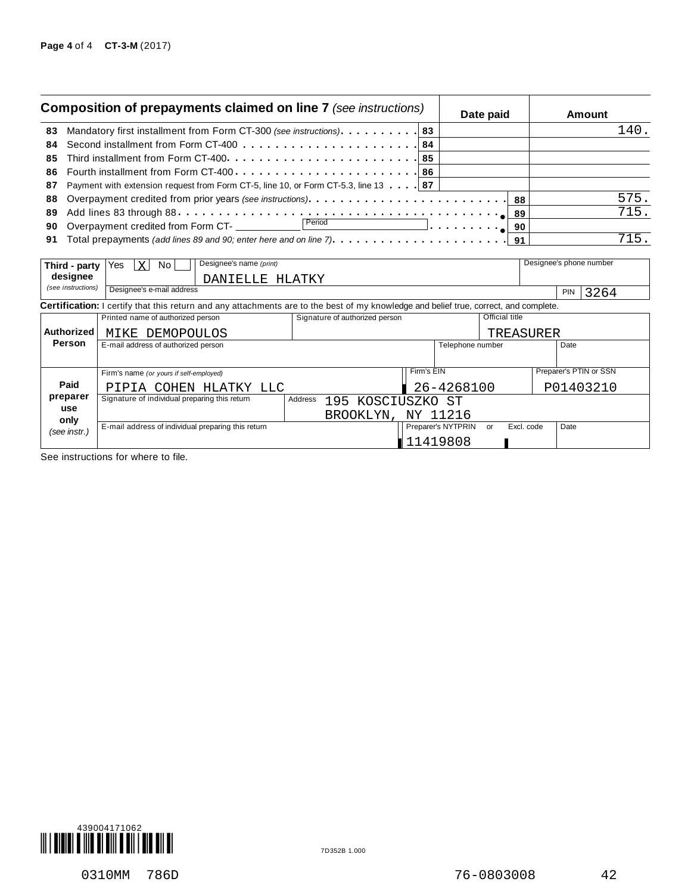## Composition of prepayments claimed on line 7 *(see instructions)*

| | | | Date paid | Amount |
|---|---|---|---|---|
| 83 | Mandatory first installment from Form CT-300 *(see instructions)* | 83 | | 140. |
| 84 | Second installment from Form CT-400 | 84 | | |
| 85 | Third installment from Form CT-400 | 85 | | |
| 86 | Fourth installment from Form CT-400 | 86 | | |
| 87 | Payment with extension request from Form CT-5, line 10, or Form CT-5.3, line 13 | 87 | | |
| 88 | Overpayment credited from prior years *(see instructions)* | 88 | | 575. |
| 89 | Add lines 83 through 88 | 89 | | 715. |
| 90 | Overpayment credited from Form CT- ______ Period | 90 | | |
| 91 | Total prepayments *(add lines 89 and 90; enter here and on line 7)* | 91 | | 715. |

**Third - party designee** *(see instructions)*
Yes X No
Designee's name *(print)*: DANIELLE HLATKY
Designee's phone number:
Designee's e-mail address:
PIN: 3264

**Certification:** I certify that this return and any attachments are to the best of my knowledge and belief true, correct, and complete.

**Authorized Person**
Printed name of authorized person: MIKE DEMOPOULOS
Signature of authorized person:
Official title: TREASURER
E-mail address of authorized person:
Telephone number:
Date:

**Paid preparer use only** *(see instr.)*
Firm's name *(or yours if self-employed)*: PIPIA COHEN HLATKY LLC
Firm's EIN: 26-4268100
Preparer's PTIN or SSN: P01403210
Signature of individual preparing this return:
Address: 195 KOSCIUSZKO ST BROOKLYN, NY 11216
E-mail address of individual preparing this return:
Preparer's NYTPRIN or Excl. code: 11419808
Date:

See instructions for where to file.

439004171062

7D352B 1.000

0310MM 786D 76-0803008 42